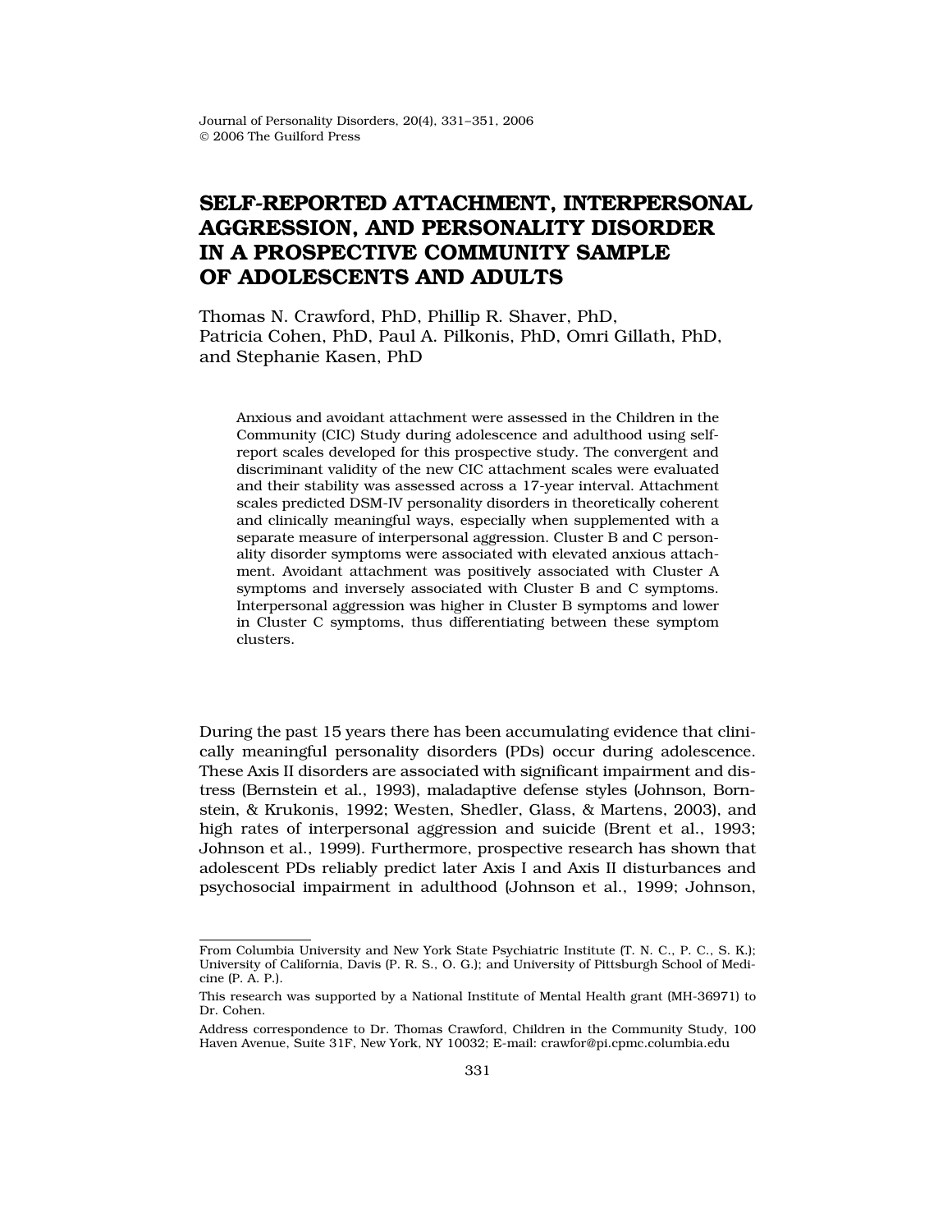# SELF-REPORTED ATTACHMENT, INTERPERSONAL AGGRESSION, AND PERSONALITY DISORDER IN A PROSPECTIVE COMMUNITY SAMPLE OF ADOLESCENTS AND ADULTS

Thomas N. Crawford, PhD, Phillip R. Shaver, PhD, Patricia Cohen, PhD, Paul A. Pilkonis, PhD, Omri Gillath, PhD, and Stephanie Kasen, PhD

> Anxious and avoidant attachment were assessed in the Children in the Community (CIC) Study during adolescence and adulthood using self-report scales developed for this prospective study. The convergent and discriminant validity of the new CIC attachment scales were evaluated and their stability was assessed across a 17-year interval. Attachment scales predicted DSM-IV personality disorders in theoretically coherent and clinically meaningful ways, especially when supplemented with a separate measure of interpersonal aggression. Cluster B and C personality disorder symptoms were associated with elevated anxious attachment. Avoidant attachment was positively associated with Cluster A symptoms and inversely associated with Cluster B and C symptoms. Interpersonal aggression was higher in Cluster B symptoms and lower in Cluster C symptoms, thus differentiating between these symptom clusters.

During the past 15 years there has been accumulating evidence that clinically meaningful personality disorders (PDs) occur during adolescence. These Axis II disorders are associated with significant impairment and distress (Bernstein et al., 1993), maladaptive defense styles (Johnson, Bornstein, & Krukonis, 1992; Westen, Shedler, Glass, & Martens, 2003), and high rates of interpersonal aggression and suicide (Brent et al., 1993; Johnson et al., 1999). Furthermore, prospective research has shown that adolescent PDs reliably predict later Axis I and Axis II disturbances and psychosocial impairment in adulthood (Johnson et al., 1999; Johnson,

---

From Columbia University and New York State Psychiatric Institute (T. N. C., P. C., S. K.); University of California, Davis (P. R. S., O. G.); and University of Pittsburgh School of Medicine (P. A. P.).

This research was supported by a National Institute of Mental Health grant (MH-36971) to Dr. Cohen.

Address correspondence to Dr. Thomas Crawford, Children in the Community Study, 100 Haven Avenue, Suite 31F, New York, NY 10032; E-mail: crawfor@pi.cpmc.columbia.edu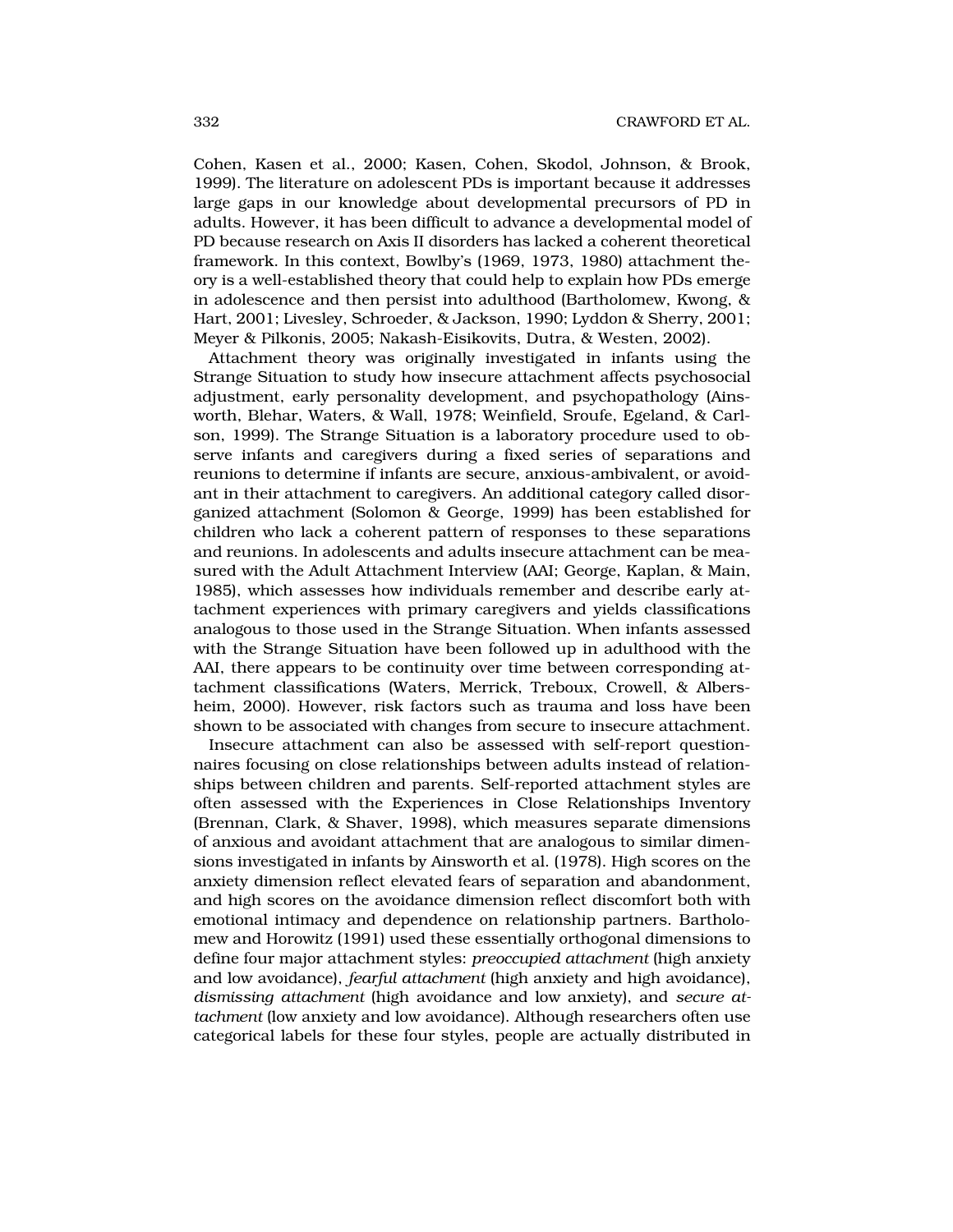Cohen, Kasen et al., 2000; Kasen, Cohen, Skodol, Johnson, & Brook, 1999). The literature on adolescent PDs is important because it addresses large gaps in our knowledge about developmental precursors of PD in adults. However, it has been difficult to advance a developmental model of PD because research on Axis II disorders has lacked a coherent theoretical framework. In this context, Bowlby's (1969, 1973, 1980) attachment theory is a well-established theory that could help to explain how PDs emerge in adolescence and then persist into adulthood (Bartholomew, Kwong, & Hart, 2001; Livesley, Schroeder, & Jackson, 1990; Lyddon & Sherry, 2001; Meyer & Pilkonis, 2005; Nakash-Eisikovits, Dutra, & Westen, 2002).

Attachment theory was originally investigated in infants using the Strange Situation to study how insecure attachment affects psychosocial adjustment, early personality development, and psychopathology (Ainsworth, Blehar, Waters, & Wall, 1978; Weinfield, Sroufe, Egeland, & Carlson, 1999). The Strange Situation is a laboratory procedure used to observe infants and caregivers during a fixed series of separations and reunions to determine if infants are secure, anxious-ambivalent, or avoidant in their attachment to caregivers. An additional category called disorganized attachment (Solomon & George, 1999) has been established for children who lack a coherent pattern of responses to these separations and reunions. In adolescents and adults insecure attachment can be measured with the Adult Attachment Interview (AAI; George, Kaplan, & Main, 1985), which assesses how individuals remember and describe early attachment experiences with primary caregivers and yields classifications analogous to those used in the Strange Situation. When infants assessed with the Strange Situation have been followed up in adulthood with the AAI, there appears to be continuity over time between corresponding attachment classifications (Waters, Merrick, Treboux, Crowell, & Albersheim, 2000). However, risk factors such as trauma and loss have been shown to be associated with changes from secure to insecure attachment.

Insecure attachment can also be assessed with self-report questionnaires focusing on close relationships between adults instead of relationships between children and parents. Self-reported attachment styles are often assessed with the Experiences in Close Relationships Inventory (Brennan, Clark, & Shaver, 1998), which measures separate dimensions of anxious and avoidant attachment that are analogous to similar dimensions investigated in infants by Ainsworth et al. (1978). High scores on the anxiety dimension reflect elevated fears of separation and abandonment, and high scores on the avoidance dimension reflect discomfort both with emotional intimacy and dependence on relationship partners. Bartholomew and Horowitz (1991) used these essentially orthogonal dimensions to define four major attachment styles: *preoccupied attachment* (high anxiety and low avoidance), *fearful attachment* (high anxiety and high avoidance), *dismissing attachment* (high avoidance and low anxiety), and *secure attachment* (low anxiety and low avoidance). Although researchers often use categorical labels for these four styles, people are actually distributed in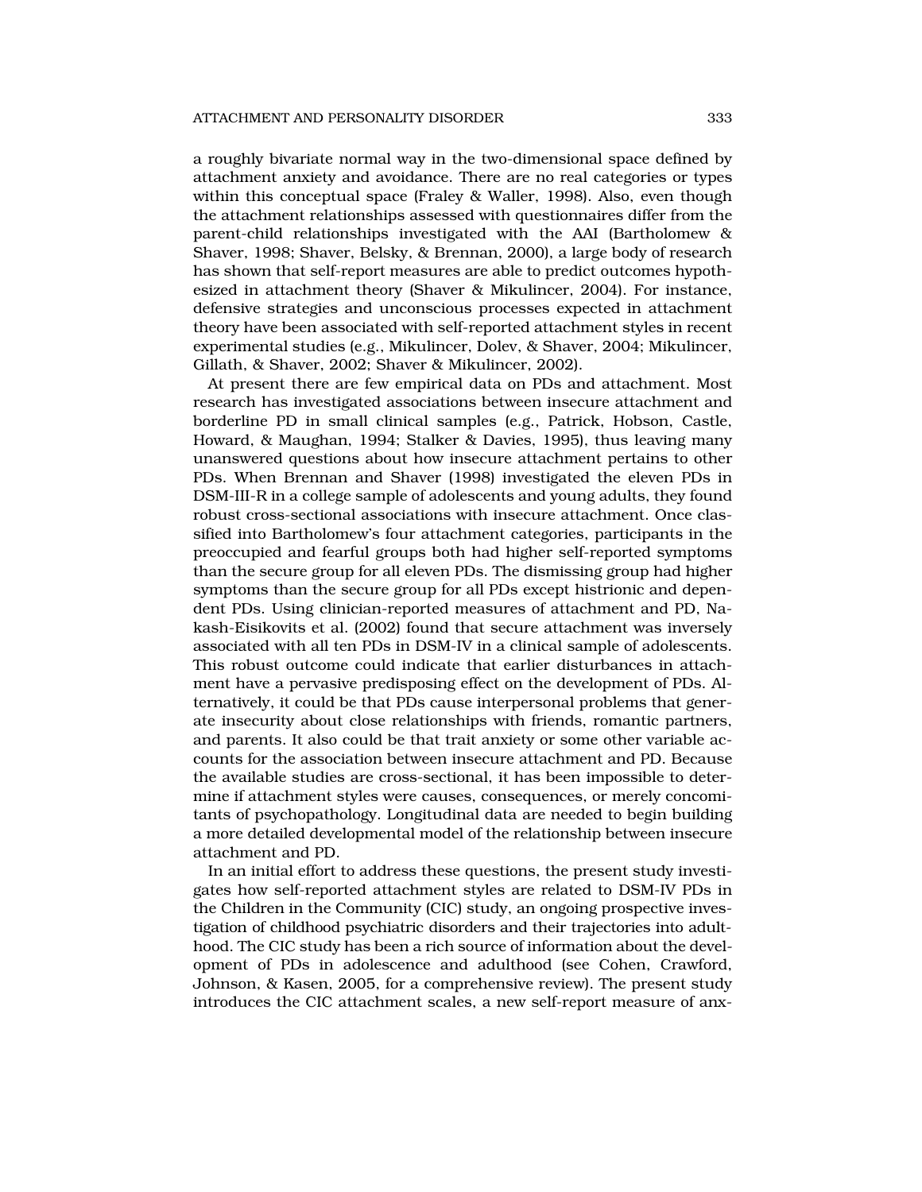a roughly bivariate normal way in the two-dimensional space defined by attachment anxiety and avoidance. There are no real categories or types within this conceptual space (Fraley & Waller, 1998). Also, even though the attachment relationships assessed with questionnaires differ from the parent-child relationships investigated with the AAI (Bartholomew & Shaver, 1998; Shaver, Belsky, & Brennan, 2000), a large body of research has shown that self-report measures are able to predict outcomes hypothesized in attachment theory (Shaver & Mikulincer, 2004). For instance, defensive strategies and unconscious processes expected in attachment theory have been associated with self-reported attachment styles in recent experimental studies (e.g., Mikulincer, Dolev, & Shaver, 2004; Mikulincer, Gillath, & Shaver, 2002; Shaver & Mikulincer, 2002).

At present there are few empirical data on PDs and attachment. Most research has investigated associations between insecure attachment and borderline PD in small clinical samples (e.g., Patrick, Hobson, Castle, Howard, & Maughan, 1994; Stalker & Davies, 1995), thus leaving many unanswered questions about how insecure attachment pertains to other PDs. When Brennan and Shaver (1998) investigated the eleven PDs in DSM-III-R in a college sample of adolescents and young adults, they found robust cross-sectional associations with insecure attachment. Once classified into Bartholomew's four attachment categories, participants in the preoccupied and fearful groups both had higher self-reported symptoms than the secure group for all eleven PDs. The dismissing group had higher symptoms than the secure group for all PDs except histrionic and dependent PDs. Using clinician-reported measures of attachment and PD, Nakash-Eisikovits et al. (2002) found that secure attachment was inversely associated with all ten PDs in DSM-IV in a clinical sample of adolescents. This robust outcome could indicate that earlier disturbances in attachment have a pervasive predisposing effect on the development of PDs. Alternatively, it could be that PDs cause interpersonal problems that generate insecurity about close relationships with friends, romantic partners, and parents. It also could be that trait anxiety or some other variable accounts for the association between insecure attachment and PD. Because the available studies are cross-sectional, it has been impossible to determine if attachment styles were causes, consequences, or merely concomitants of psychopathology. Longitudinal data are needed to begin building a more detailed developmental model of the relationship between insecure attachment and PD.

In an initial effort to address these questions, the present study investigates how self-reported attachment styles are related to DSM-IV PDs in the Children in the Community (CIC) study, an ongoing prospective investigation of childhood psychiatric disorders and their trajectories into adulthood. The CIC study has been a rich source of information about the development of PDs in adolescence and adulthood (see Cohen, Crawford, Johnson, & Kasen, 2005, for a comprehensive review). The present study introduces the CIC attachment scales, a new self-report measure of anx-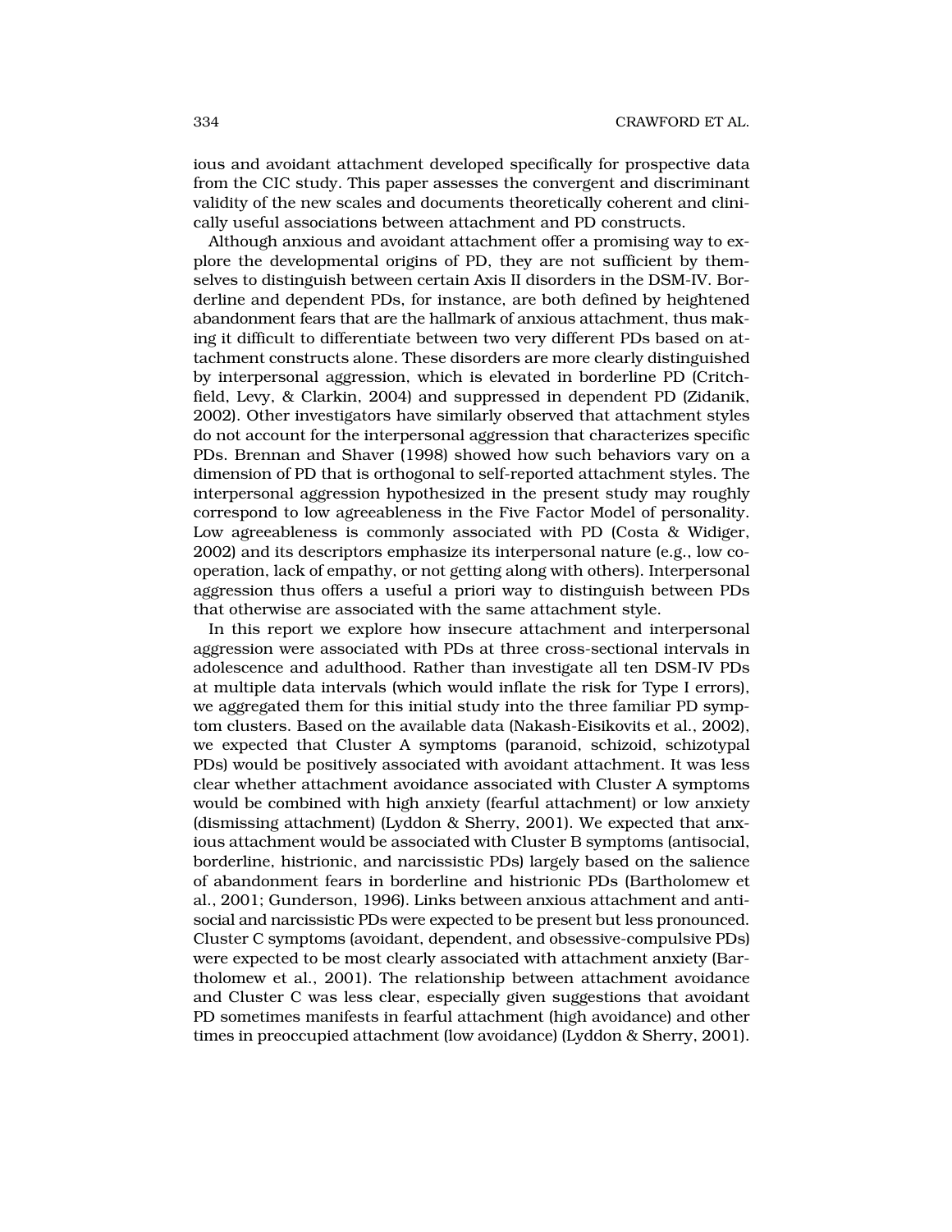ious and avoidant attachment developed specifically for prospective data from the CIC study. This paper assesses the convergent and discriminant validity of the new scales and documents theoretically coherent and clinically useful associations between attachment and PD constructs.

Although anxious and avoidant attachment offer a promising way to explore the developmental origins of PD, they are not sufficient by themselves to distinguish between certain Axis II disorders in the DSM-IV. Borderline and dependent PDs, for instance, are both defined by heightened abandonment fears that are the hallmark of anxious attachment, thus making it difficult to differentiate between two very different PDs based on attachment constructs alone. These disorders are more clearly distinguished by interpersonal aggression, which is elevated in borderline PD (Critchfield, Levy, & Clarkin, 2004) and suppressed in dependent PD (Zidanik, 2002). Other investigators have similarly observed that attachment styles do not account for the interpersonal aggression that characterizes specific PDs. Brennan and Shaver (1998) showed how such behaviors vary on a dimension of PD that is orthogonal to self-reported attachment styles. The interpersonal aggression hypothesized in the present study may roughly correspond to low agreeableness in the Five Factor Model of personality. Low agreeableness is commonly associated with PD (Costa & Widiger, 2002) and its descriptors emphasize its interpersonal nature (e.g., low cooperation, lack of empathy, or not getting along with others). Interpersonal aggression thus offers a useful a priori way to distinguish between PDs that otherwise are associated with the same attachment style.

In this report we explore how insecure attachment and interpersonal aggression were associated with PDs at three cross-sectional intervals in adolescence and adulthood. Rather than investigate all ten DSM-IV PDs at multiple data intervals (which would inflate the risk for Type I errors), we aggregated them for this initial study into the three familiar PD symptom clusters. Based on the available data (Nakash-Eisikovits et al., 2002), we expected that Cluster A symptoms (paranoid, schizoid, schizotypal PDs) would be positively associated with avoidant attachment. It was less clear whether attachment avoidance associated with Cluster A symptoms would be combined with high anxiety (fearful attachment) or low anxiety (dismissing attachment) (Lyddon & Sherry, 2001). We expected that anxious attachment would be associated with Cluster B symptoms (antisocial, borderline, histrionic, and narcissistic PDs) largely based on the salience of abandonment fears in borderline and histrionic PDs (Bartholomew et al., 2001; Gunderson, 1996). Links between anxious attachment and antisocial and narcissistic PDs were expected to be present but less pronounced. Cluster C symptoms (avoidant, dependent, and obsessive-compulsive PDs) were expected to be most clearly associated with attachment anxiety (Bartholomew et al., 2001). The relationship between attachment avoidance and Cluster C was less clear, especially given suggestions that avoidant PD sometimes manifests in fearful attachment (high avoidance) and other times in preoccupied attachment (low avoidance) (Lyddon & Sherry, 2001).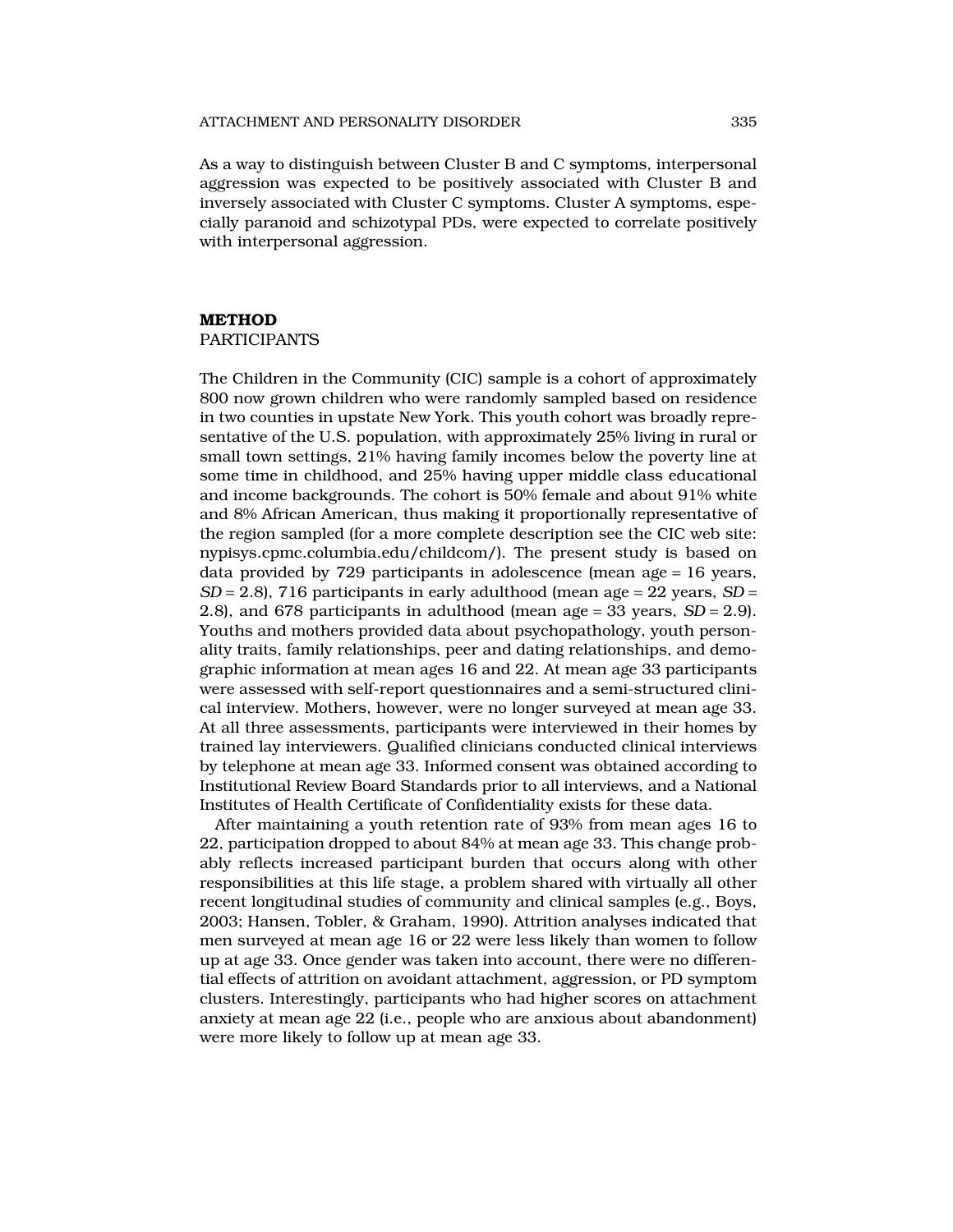As a way to distinguish between Cluster B and C symptoms, interpersonal aggression was expected to be positively associated with Cluster B and inversely associated with Cluster C symptoms. Cluster A symptoms, especially paranoid and schizotypal PDs, were expected to correlate positively with interpersonal aggression.

## METHOD

### PARTICIPANTS

The Children in the Community (CIC) sample is a cohort of approximately 800 now grown children who were randomly sampled based on residence in two counties in upstate New York. This youth cohort was broadly representative of the U.S. population, with approximately 25% living in rural or small town settings, 21% having family incomes below the poverty line at some time in childhood, and 25% having upper middle class educational and income backgrounds. The cohort is 50% female and about 91% white and 8% African American, thus making it proportionally representative of the region sampled (for a more complete description see the CIC web site: nypisys.cpmc.columbia.edu/childcom/). The present study is based on data provided by 729 participants in adolescence (mean age = 16 years, *SD* = 2.8), 716 participants in early adulthood (mean age = 22 years, *SD* = 2.8), and 678 participants in adulthood (mean age = 33 years, *SD* = 2.9). Youths and mothers provided data about psychopathology, youth personality traits, family relationships, peer and dating relationships, and demographic information at mean ages 16 and 22. At mean age 33 participants were assessed with self-report questionnaires and a semi-structured clinical interview. Mothers, however, were no longer surveyed at mean age 33. At all three assessments, participants were interviewed in their homes by trained lay interviewers. Qualified clinicians conducted clinical interviews by telephone at mean age 33. Informed consent was obtained according to Institutional Review Board Standards prior to all interviews, and a National Institutes of Health Certificate of Confidentiality exists for these data.

After maintaining a youth retention rate of 93% from mean ages 16 to 22, participation dropped to about 84% at mean age 33. This change probably reflects increased participant burden that occurs along with other responsibilities at this life stage, a problem shared with virtually all other recent longitudinal studies of community and clinical samples (e.g., Boys, 2003; Hansen, Tobler, & Graham, 1990). Attrition analyses indicated that men surveyed at mean age 16 or 22 were less likely than women to follow up at age 33. Once gender was taken into account, there were no differential effects of attrition on avoidant attachment, aggression, or PD symptom clusters. Interestingly, participants who had higher scores on attachment anxiety at mean age 22 (i.e., people who are anxious about abandonment) were more likely to follow up at mean age 33.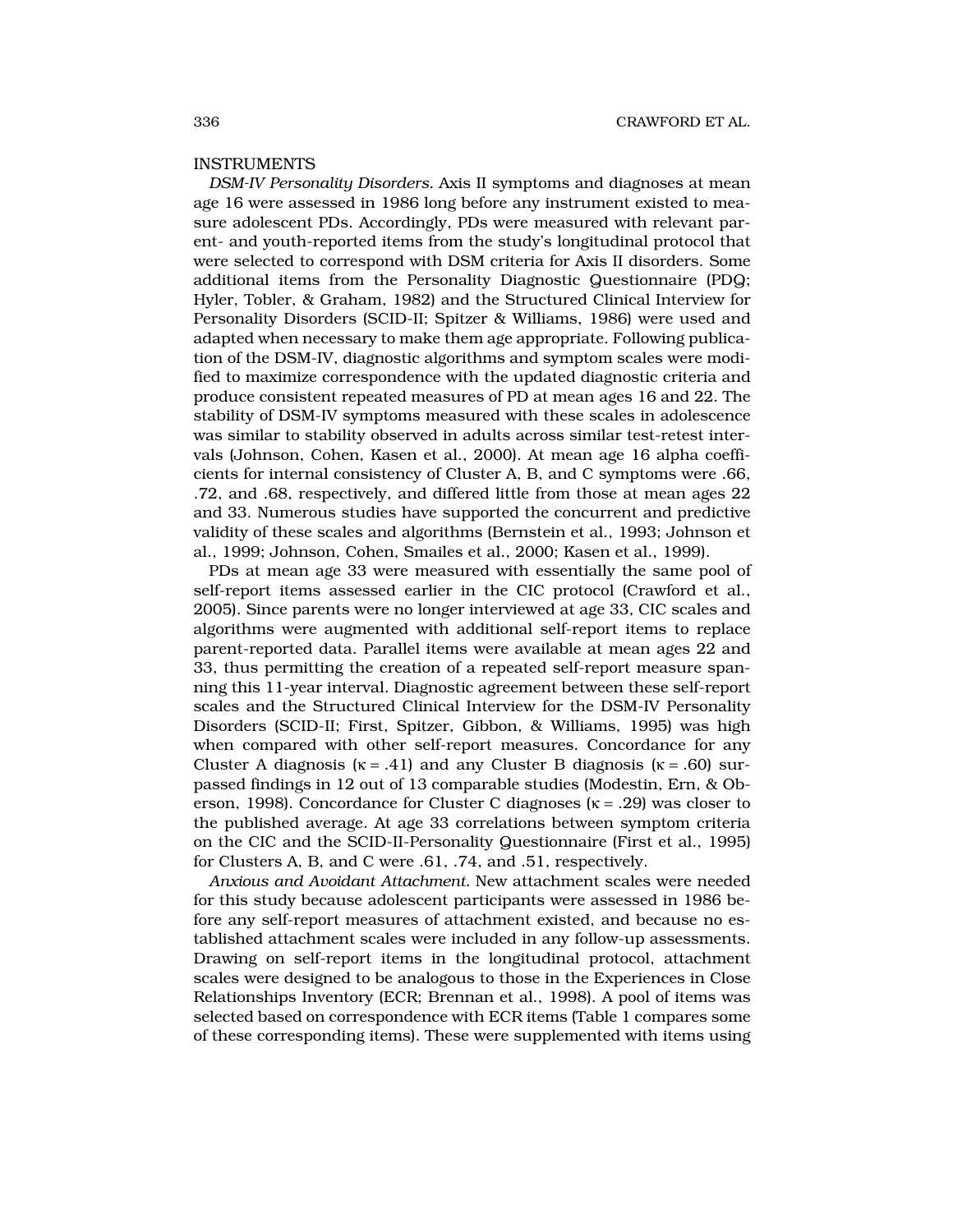INSTRUMENTS

*DSM-IV Personality Disorders.* Axis II symptoms and diagnoses at mean age 16 were assessed in 1986 long before any instrument existed to measure adolescent PDs. Accordingly, PDs were measured with relevant parent- and youth-reported items from the study's longitudinal protocol that were selected to correspond with DSM criteria for Axis II disorders. Some additional items from the Personality Diagnostic Questionnaire (PDQ; Hyler, Tobler, & Graham, 1982) and the Structured Clinical Interview for Personality Disorders (SCID-II; Spitzer & Williams, 1986) were used and adapted when necessary to make them age appropriate. Following publication of the DSM-IV, diagnostic algorithms and symptom scales were modified to maximize correspondence with the updated diagnostic criteria and produce consistent repeated measures of PD at mean ages 16 and 22. The stability of DSM-IV symptoms measured with these scales in adolescence was similar to stability observed in adults across similar test-retest intervals (Johnson, Cohen, Kasen et al., 2000). At mean age 16 alpha coefficients for internal consistency of Cluster A, B, and C symptoms were .66, .72, and .68, respectively, and differed little from those at mean ages 22 and 33. Numerous studies have supported the concurrent and predictive validity of these scales and algorithms (Bernstein et al., 1993; Johnson et al., 1999; Johnson, Cohen, Smailes et al., 2000; Kasen et al., 1999).

PDs at mean age 33 were measured with essentially the same pool of self-report items assessed earlier in the CIC protocol (Crawford et al., 2005). Since parents were no longer interviewed at age 33, CIC scales and algorithms were augmented with additional self-report items to replace parent-reported data. Parallel items were available at mean ages 22 and 33, thus permitting the creation of a repeated self-report measure spanning this 11-year interval. Diagnostic agreement between these self-report scales and the Structured Clinical Interview for the DSM-IV Personality Disorders (SCID-II; First, Spitzer, Gibbon, & Williams, 1995) was high when compared with other self-report measures. Concordance for any Cluster A diagnosis ($\kappa = .41$) and any Cluster B diagnosis ($\kappa = .60$) surpassed findings in 12 out of 13 comparable studies (Modestin, Ern, & Oberson, 1998). Concordance for Cluster C diagnoses ($\kappa = .29$) was closer to the published average. At age 33 correlations between symptom criteria on the CIC and the SCID-II-Personality Questionnaire (First et al., 1995) for Clusters A, B, and C were .61, .74, and .51, respectively.

*Anxious and Avoidant Attachment.* New attachment scales were needed for this study because adolescent participants were assessed in 1986 before any self-report measures of attachment existed, and because no established attachment scales were included in any follow-up assessments. Drawing on self-report items in the longitudinal protocol, attachment scales were designed to be analogous to those in the Experiences in Close Relationships Inventory (ECR; Brennan et al., 1998). A pool of items was selected based on correspondence with ECR items (Table 1 compares some of these corresponding items). These were supplemented with items using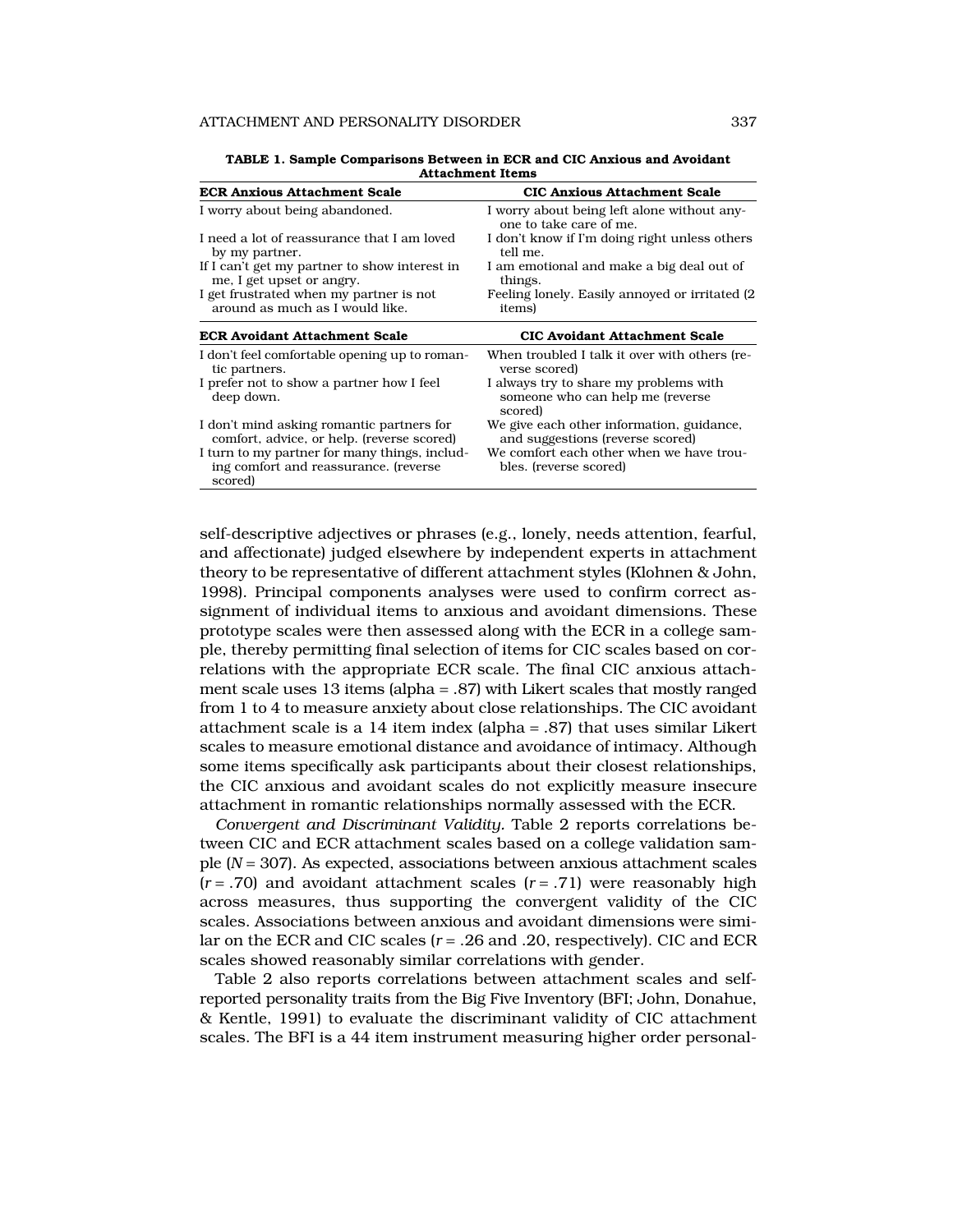**TABLE 1. Sample Comparisons Between in ECR and CIC Anxious and Avoidant Attachment Items**

| ECR Anxious Attachment Scale | CIC Anxious Attachment Scale |
|---|---|
| I worry about being abandoned. | I worry about being left alone without anyone to take care of me. |
| I need a lot of reassurance that I am loved by my partner. | I don't know if I'm doing right unless others tell me. |
| If I can't get my partner to show interest in me, I get upset or angry. | I am emotional and make a big deal out of things. |
| I get frustrated when my partner is not around as much as I would like. | Feeling lonely. Easily annoyed or irritated (2 items) |
| **ECR Avoidant Attachment Scale** | **CIC Avoidant Attachment Scale** |
| I don't feel comfortable opening up to romantic partners. | When troubled I talk it over with others (reverse scored) |
| I prefer not to show a partner how I feel deep down. | I always try to share my problems with someone who can help me (reverse scored) |
| I don't mind asking romantic partners for comfort, advice, or help. (reverse scored) | We give each other information, guidance, and suggestions (reverse scored) |
| I turn to my partner for many things, including comfort and reassurance. (reverse scored) | We comfort each other when we have troubles. (reverse scored) |

self-descriptive adjectives or phrases (e.g., lonely, needs attention, fearful, and affectionate) judged elsewhere by independent experts in attachment theory to be representative of different attachment styles (Klohnen & John, 1998). Principal components analyses were used to confirm correct assignment of individual items to anxious and avoidant dimensions. These prototype scales were then assessed along with the ECR in a college sample, thereby permitting final selection of items for CIC scales based on correlations with the appropriate ECR scale. The final CIC anxious attachment scale uses 13 items (alpha = .87) with Likert scales that mostly ranged from 1 to 4 to measure anxiety about close relationships. The CIC avoidant attachment scale is a 14 item index (alpha = .87) that uses similar Likert scales to measure emotional distance and avoidance of intimacy. Although some items specifically ask participants about their closest relationships, the CIC anxious and avoidant scales do not explicitly measure insecure attachment in romantic relationships normally assessed with the ECR.

*Convergent and Discriminant Validity.* Table 2 reports correlations between CIC and ECR attachment scales based on a college validation sample ($N = 307$). As expected, associations between anxious attachment scales ($r = .70$) and avoidant attachment scales ($r = .71$) were reasonably high across measures, thus supporting the convergent validity of the CIC scales. Associations between anxious and avoidant dimensions were similar on the ECR and CIC scales ($r = .26$ and $.20$, respectively). CIC and ECR scales showed reasonably similar correlations with gender.

Table 2 also reports correlations between attachment scales and self-reported personality traits from the Big Five Inventory (BFI; John, Donahue, & Kentle, 1991) to evaluate the discriminant validity of CIC attachment scales. The BFI is a 44 item instrument measuring higher order personal-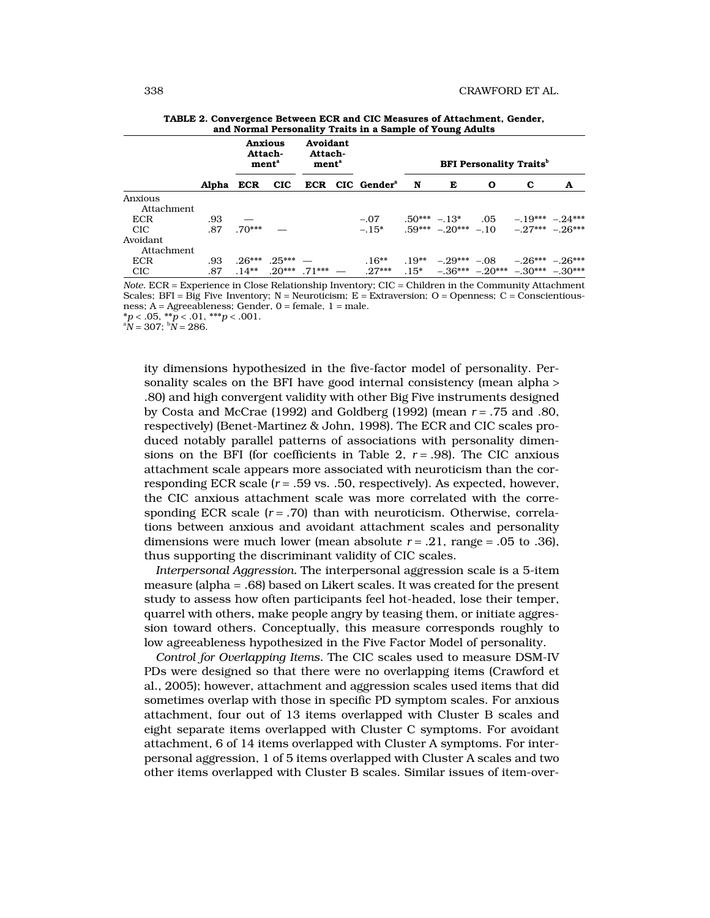**TABLE 2. Convergence Between ECR and CIC Measures of Attachment, Gender, and Normal Personality Traits in a Sample of Young Adults**

| | | Anxious Attachment[a] | | Avoidant Attachment[a] | | | BFI Personality Traits[b] | | | | |
|---|---|---|---|---|---|---|---|---|---|---|---|
| | Alpha | ECR | CIC | ECR | CIC | Gender[a] | N | E | O | C | A |
| Anxious Attachment | | | | | | | | | | | |
| ECR | .93 | — | | | | −.07 | .50*** | −.13* | .05 | −.19*** | −.24*** |
| CIC | .87 | .70*** | — | | | −.15* | .59*** | −.20*** | −.10 | −.27*** | −.26*** |
| Avoidant Attachment | | | | | | | | | | | |
| ECR | .93 | .26*** | .25*** | — | | .16** | .19** | −.29*** | −.08 | −.26*** | −.26*** |
| CIC | .87 | .14** | .20*** | .71*** | — | .27*** | .15* | −.36*** | −.20*** | −.30*** | −.30*** |

*Note.* ECR = Experience in Close Relationship Inventory; CIC = Children in the Community Attachment Scales; BFI = Big Five Inventory; N = Neuroticism; E = Extraversion; O = Openness; C = Conscientiousness; A = Agreeableness; Gender, 0 = female, 1 = male.
*$p < .05$, **$p < .01$, ***$p < .001$.
[a]$N = 307$; [b]$N = 286$.

ity dimensions hypothesized in the five-factor model of personality. Personality scales on the BFI have good internal consistency (mean alpha > .80) and high convergent validity with other Big Five instruments designed by Costa and McCrae (1992) and Goldberg (1992) (mean $r = .75$ and .80, respectively) (Benet-Martinez & John, 1998). The ECR and CIC scales produced notably parallel patterns of associations with personality dimensions on the BFI (for coefficients in Table 2, $r = .98$). The CIC anxious attachment scale appears more associated with neuroticism than the corresponding ECR scale ($r = .59$ vs. .50, respectively). As expected, however, the CIC anxious attachment scale was more correlated with the corresponding ECR scale ($r = .70$) than with neuroticism. Otherwise, correlations between anxious and avoidant attachment scales and personality dimensions were much lower (mean absolute $r = .21$, range = .05 to .36), thus supporting the discriminant validity of CIC scales.

*Interpersonal Aggression.* The interpersonal aggression scale is a 5-item measure (alpha = .68) based on Likert scales. It was created for the present study to assess how often participants feel hot-headed, lose their temper, quarrel with others, make people angry by teasing them, or initiate aggression toward others. Conceptually, this measure corresponds roughly to low agreeableness hypothesized in the Five Factor Model of personality.

*Control for Overlapping Items.* The CIC scales used to measure DSM-IV PDs were designed so that there were no overlapping items (Crawford et al., 2005); however, attachment and aggression scales used items that did sometimes overlap with those in specific PD symptom scales. For anxious attachment, four out of 13 items overlapped with Cluster B scales and eight separate items overlapped with Cluster C symptoms. For avoidant attachment, 6 of 14 items overlapped with Cluster A symptoms. For interpersonal aggression, 1 of 5 items overlapped with Cluster A scales and two other items overlapped with Cluster B scales. Similar issues of item-over-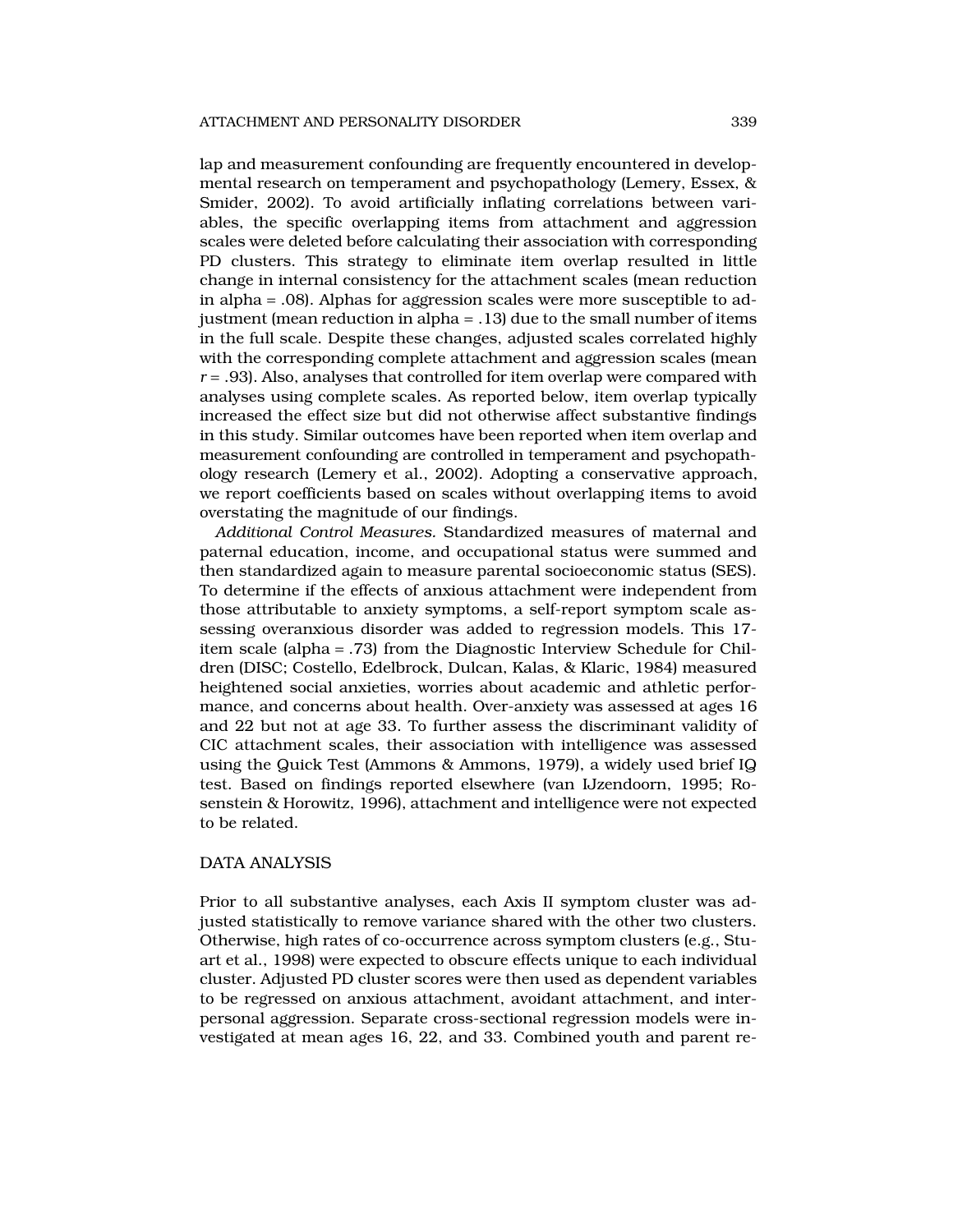lap and measurement confounding are frequently encountered in developmental research on temperament and psychopathology (Lemery, Essex, & Smider, 2002). To avoid artificially inflating correlations between variables, the specific overlapping items from attachment and aggression scales were deleted before calculating their association with corresponding PD clusters. This strategy to eliminate item overlap resulted in little change in internal consistency for the attachment scales (mean reduction in alpha = .08). Alphas for aggression scales were more susceptible to adjustment (mean reduction in alpha = .13) due to the small number of items in the full scale. Despite these changes, adjusted scales correlated highly with the corresponding complete attachment and aggression scales (mean $r = .93$). Also, analyses that controlled for item overlap were compared with analyses using complete scales. As reported below, item overlap typically increased the effect size but did not otherwise affect substantive findings in this study. Similar outcomes have been reported when item overlap and measurement confounding are controlled in temperament and psychopathology research (Lemery et al., 2002). Adopting a conservative approach, we report coefficients based on scales without overlapping items to avoid overstating the magnitude of our findings.

*Additional Control Measures.* Standardized measures of maternal and paternal education, income, and occupational status were summed and then standardized again to measure parental socioeconomic status (SES). To determine if the effects of anxious attachment were independent from those attributable to anxiety symptoms, a self-report symptom scale assessing overanxious disorder was added to regression models. This 17-item scale (alpha = .73) from the Diagnostic Interview Schedule for Children (DISC; Costello, Edelbrock, Dulcan, Kalas, & Klaric, 1984) measured heightened social anxieties, worries about academic and athletic performance, and concerns about health. Over-anxiety was assessed at ages 16 and 22 but not at age 33. To further assess the discriminant validity of CIC attachment scales, their association with intelligence was assessed using the Quick Test (Ammons & Ammons, 1979), a widely used brief IQ test. Based on findings reported elsewhere (van IJzendoorn, 1995; Rosenstein & Horowitz, 1996), attachment and intelligence were not expected to be related.

## DATA ANALYSIS

Prior to all substantive analyses, each Axis II symptom cluster was adjusted statistically to remove variance shared with the other two clusters. Otherwise, high rates of co-occurrence across symptom clusters (e.g., Stuart et al., 1998) were expected to obscure effects unique to each individual cluster. Adjusted PD cluster scores were then used as dependent variables to be regressed on anxious attachment, avoidant attachment, and interpersonal aggression. Separate cross-sectional regression models were investigated at mean ages 16, 22, and 33. Combined youth and parent re-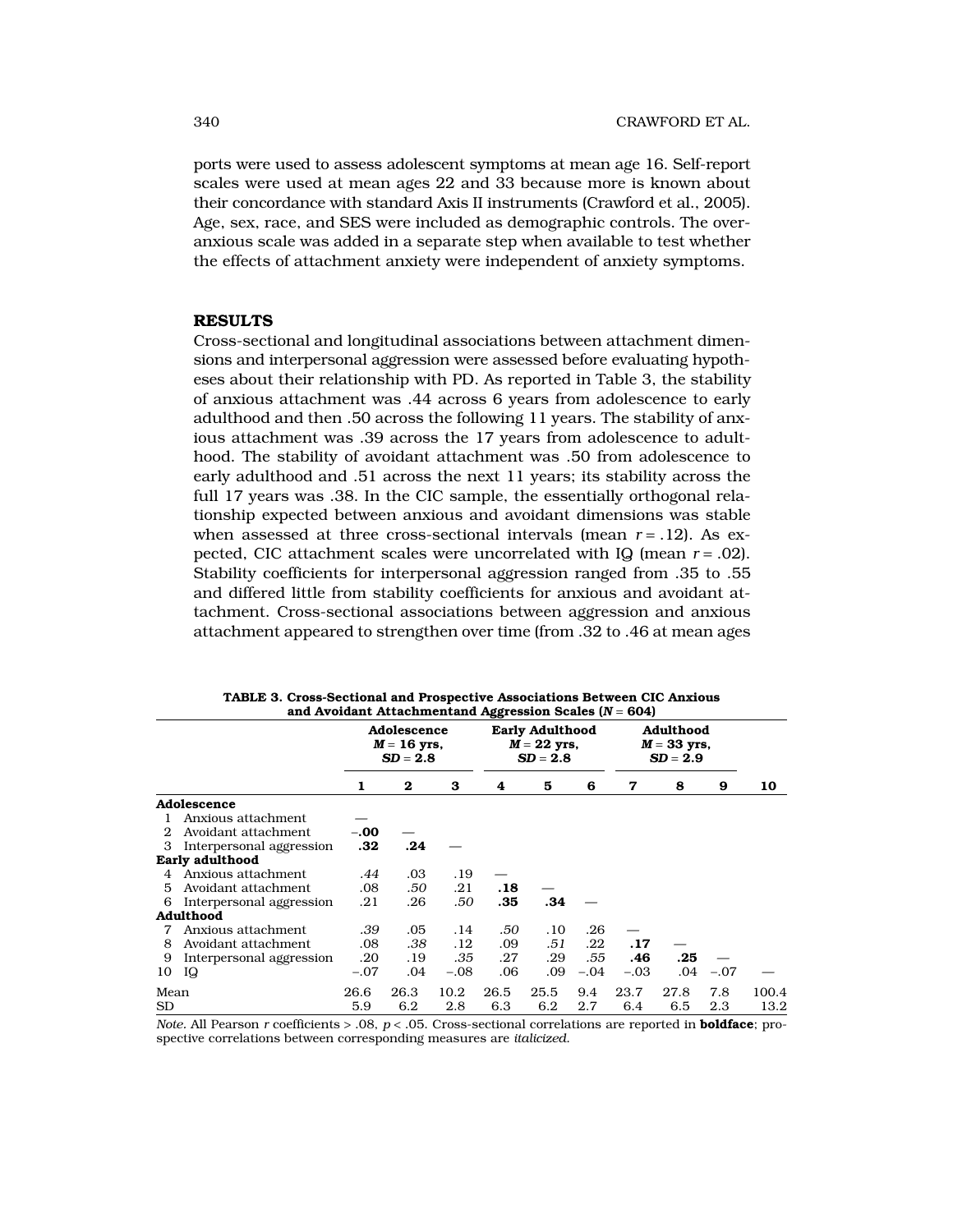ports were used to assess adolescent symptoms at mean age 16. Self-report scales were used at mean ages 22 and 33 because more is known about their concordance with standard Axis II instruments (Crawford et al., 2005). Age, sex, race, and SES were included as demographic controls. The over-anxious scale was added in a separate step when available to test whether the effects of attachment anxiety were independent of anxiety symptoms.

## RESULTS

Cross-sectional and longitudinal associations between attachment dimensions and interpersonal aggression were assessed before evaluating hypotheses about their relationship with PD. As reported in Table 3, the stability of anxious attachment was .44 across 6 years from adolescence to early adulthood and then .50 across the following 11 years. The stability of anxious attachment was .39 across the 17 years from adolescence to adulthood. The stability of avoidant attachment was .50 from adolescence to early adulthood and .51 across the next 11 years; its stability across the full 17 years was .38. In the CIC sample, the essentially orthogonal relationship expected between anxious and avoidant dimensions was stable when assessed at three cross-sectional intervals (mean $r = .12$). As expected, CIC attachment scales were uncorrelated with IQ (mean $r = .02$). Stability coefficients for interpersonal aggression ranged from .35 to .55 and differed little from stability coefficients for anxious and avoidant attachment. Cross-sectional associations between aggression and anxious attachment appeared to strengthen over time (from .32 to .46 at mean ages

**TABLE 3. Cross-Sectional and Prospective Associations Between CIC Anxious and Avoidant Attachmentand Aggression Scales ($N = 604$)**

| | Adolescence *M* = 16 yrs, *SD* = 2.8 | | | Early Adulthood *M* = 22 yrs, *SD* = 2.8 | | | Adulthood *M* = 33 yrs, *SD* = 2.9 | | | |
|---|---|---|---|---|---|---|---|---|---|---|
| | 1 | 2 | 3 | 4 | 5 | 6 | 7 | 8 | 9 | 10 |
| **Adolescence** | | | | | | | | | | |
| 1 Anxious attachment | — | | | | | | | | | |
| 2 Avoidant attachment | **–.00** | — | | | | | | | | |
| 3 Interpersonal aggression | **.32** | **.24** | — | | | | | | | |
| **Early adulthood** | | | | | | | | | | |
| 4 Anxious attachment | *.44* | .03 | .19 | — | | | | | | |
| 5 Avoidant attachment | .08 | *.50* | .21 | **.18** | — | | | | | |
| 6 Interpersonal aggression | .21 | .26 | *.50* | **.35** | **.34** | — | | | | |
| **Adulthood** | | | | | | | | | | |
| 7 Anxious attachment | *.39* | .05 | .14 | *.50* | .10 | .26 | — | | | |
| 8 Avoidant attachment | .08 | *.38* | .12 | .09 | *.51* | .22 | **.17** | — | | |
| 9 Interpersonal aggression | .20 | .19 | *.35* | .27 | .29 | *.55* | **.46** | **.25** | — | |
| 10 IQ | –.07 | .04 | –.08 | .06 | .09 | –.04 | –.03 | .04 | –.07 | — |
| Mean | 26.6 | 26.3 | 10.2 | 26.5 | 25.5 | 9.4 | 23.7 | 27.8 | 7.8 | 100.4 |
| SD | 5.9 | 6.2 | 2.8 | 6.3 | 6.2 | 2.7 | 6.4 | 6.5 | 2.3 | 13.2 |

*Note.* All Pearson *r* coefficients > .08, $p < .05$. Cross-sectional correlations are reported in **boldface**; prospective correlations between corresponding measures are *italicized*.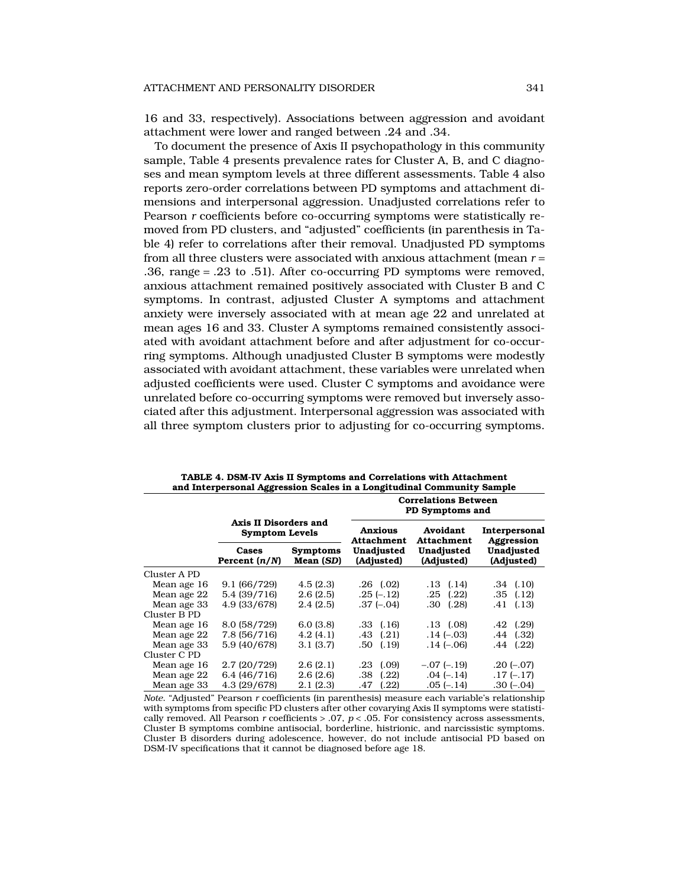16 and 33, respectively). Associations between aggression and avoidant attachment were lower and ranged between .24 and .34.

To document the presence of Axis II psychopathology in this community sample, Table 4 presents prevalence rates for Cluster A, B, and C diagnoses and mean symptom levels at three different assessments. Table 4 also reports zero-order correlations between PD symptoms and attachment dimensions and interpersonal aggression. Unadjusted correlations refer to Pearson *r* coefficients before co-occurring symptoms were statistically removed from PD clusters, and "adjusted" coefficients (in parenthesis in Table 4) refer to correlations after their removal. Unadjusted PD symptoms from all three clusters were associated with anxious attachment (mean *r* = .36, range = .23 to .51). After co-occurring PD symptoms were removed, anxious attachment remained positively associated with Cluster B and C symptoms. In contrast, adjusted Cluster A symptoms and attachment anxiety were inversely associated with at mean age 22 and unrelated at mean ages 16 and 33. Cluster A symptoms remained consistently associated with avoidant attachment before and after adjustment for co-occurring symptoms. Although unadjusted Cluster B symptoms were modestly associated with avoidant attachment, these variables were unrelated when adjusted coefficients were used. Cluster C symptoms and avoidance were unrelated before co-occurring symptoms were removed but inversely associated after this adjustment. Interpersonal aggression was associated with all three symptom clusters prior to adjusting for co-occurring symptoms.

**TABLE 4. DSM-IV Axis II Symptoms and Correlations with Attachment and Interpersonal Aggression Scales in a Longitudinal Community Sample**

| | Axis II Disorders and Symptom Levels | | Correlations Between PD Symptoms and | | |
|---|---|---|---|---|---|
| | | | Anxious Attachment | Avoidant Attachment | Interpersonal Aggression |
| | Cases Percent (*n*/*N*) | Symptoms Mean (*SD*) | Unadjusted (Adjusted) | Unadjusted (Adjusted) | Unadjusted (Adjusted) |
| Cluster A PD | | | | | |
| Mean age 16 | 9.1 (66/729) | 4.5 (2.3) | .26 (.02) | .13 (.14) | .34 (.10) |
| Mean age 22 | 5.4 (39/716) | 2.6 (2.5) | .25 (–.12) | .25 (.22) | .35 (.12) |
| Mean age 33 | 4.9 (33/678) | 2.4 (2.5) | .37 (–.04) | .30 (.28) | .41 (.13) |
| Cluster B PD | | | | | |
| Mean age 16 | 8.0 (58/729) | 6.0 (3.8) | .33 (.16) | .13 (.08) | .42 (.29) |
| Mean age 22 | 7.8 (56/716) | 4.2 (4.1) | .43 (.21) | .14 (–.03) | .44 (.32) |
| Mean age 33 | 5.9 (40/678) | 3.1 (3.7) | .50 (.19) | .14 (–.06) | .44 (.22) |
| Cluster C PD | | | | | |
| Mean age 16 | 2.7 (20/729) | 2.6 (2.1) | .23 (.09) | –.07 (–.19) | .20 (–.07) |
| Mean age 22 | 6.4 (46/716) | 2.6 (2.6) | .38 (.22) | .04 (–.14) | .17 (–.17) |
| Mean age 33 | 4.3 (29/678) | 2.1 (2.3) | .47 (.22) | .05 (–.14) | .30 (–.04) |

*Note*. "Adjusted" Pearson *r* coefficients (in parenthesis) measure each variable's relationship with symptoms from specific PD clusters after other covarying Axis II symptoms were statistically removed. All Pearson *r* coefficients > .07, $p < .05$. For consistency across assessments, Cluster B symptoms combine antisocial, borderline, histrionic, and narcissistic symptoms. Cluster B disorders during adolescence, however, do not include antisocial PD based on DSM-IV specifications that it cannot be diagnosed before age 18.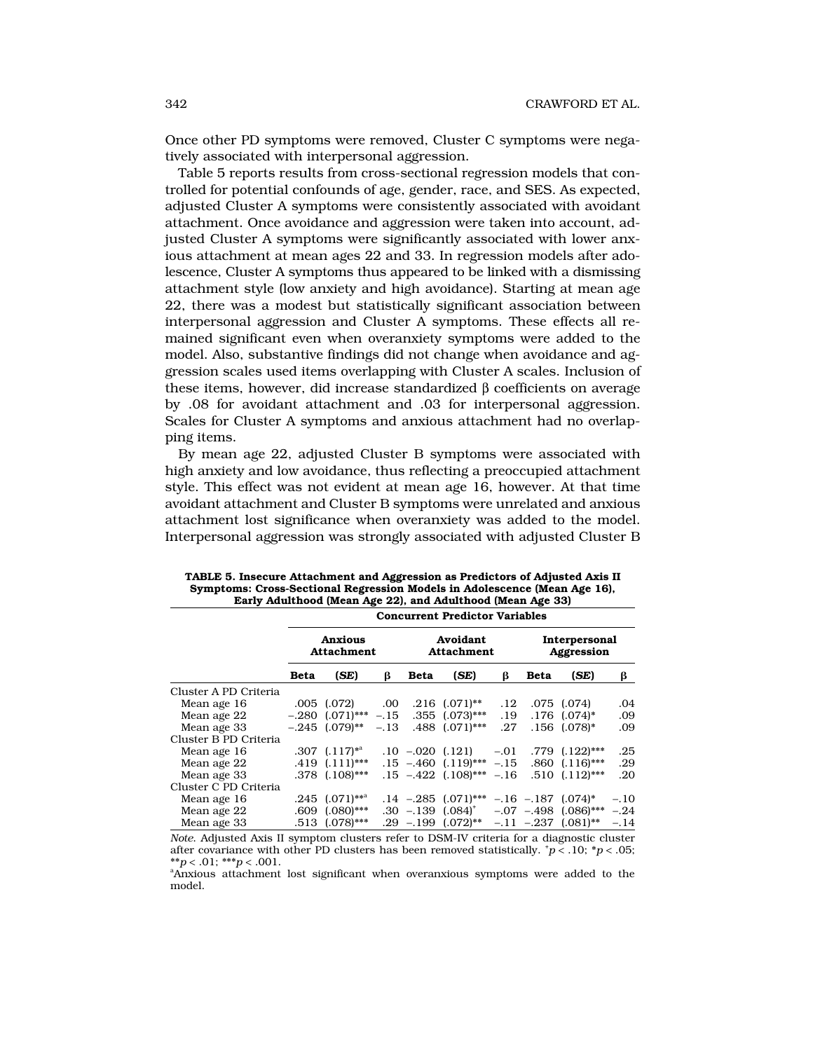Once other PD symptoms were removed, Cluster C symptoms were negatively associated with interpersonal aggression.

Table 5 reports results from cross-sectional regression models that controlled for potential confounds of age, gender, race, and SES. As expected, adjusted Cluster A symptoms were consistently associated with avoidant attachment. Once avoidance and aggression were taken into account, adjusted Cluster A symptoms were significantly associated with lower anxious attachment at mean ages 22 and 33. In regression models after adolescence, Cluster A symptoms thus appeared to be linked with a dismissing attachment style (low anxiety and high avoidance). Starting at mean age 22, there was a modest but statistically significant association between interpersonal aggression and Cluster A symptoms. These effects all remained significant even when overanxiety symptoms were added to the model. Also, substantive findings did not change when avoidance and aggression scales used items overlapping with Cluster A scales. Inclusion of these items, however, did increase standardized β coefficients on average by .08 for avoidant attachment and .03 for interpersonal aggression. Scales for Cluster A symptoms and anxious attachment had no overlapping items.

By mean age 22, adjusted Cluster B symptoms were associated with high anxiety and low avoidance, thus reflecting a preoccupied attachment style. This effect was not evident at mean age 16, however. At that time avoidant attachment and Cluster B symptoms were unrelated and anxious attachment lost significance when overanxiety was added to the model. Interpersonal aggression was strongly associated with adjusted Cluster B

**TABLE 5. Insecure Attachment and Aggression as Predictors of Adjusted Axis II Symptoms: Cross-Sectional Regression Models in Adolescence (Mean Age 16), Early Adulthood (Mean Age 22), and Adulthood (Mean Age 33)**

| | Concurrent Predictor Variables | | | | | | | | |
|---|---|---|---|---|---|---|---|---|---|
| | Anxious Attachment | | | Avoidant Attachment | | | Interpersonal Aggression | | |
| | **Beta** | **(*SE*)** | **β** | **Beta** | **(*SE*)** | **β** | **Beta** | **(*SE*)** | **β** |
| Cluster A PD Criteria | | | | | | | | | |
| Mean age 16 | .005 | (.072) | .00 | .216 | (.071)** | .12 | .075 | (.074) | .04 |
| Mean age 22 | –.280 | (.071)*** | –.15 | .355 | (.073)*** | .19 | .176 | (.074)* | .09 |
| Mean age 33 | –.245 | (.079)** | –.13 | .488 | (.071)*** | .27 | .156 | (.078)* | .09 |
| Cluster B PD Criteria | | | | | | | | | |
| Mean age 16 | .307 | (.117)*[a] | .10 | –.020 | (.121) | –.01 | .779 | (.122)*** | .25 |
| Mean age 22 | .419 | (.111)*** | .15 | –.460 | (.119)*** | –.15 | .860 | (.116)*** | .29 |
| Mean age 33 | .378 | (.108)*** | .15 | –.422 | (.108)*** | –.16 | .510 | (.112)*** | .20 |
| Cluster C PD Criteria | | | | | | | | | |
| Mean age 16 | .245 | (.071)**[a] | .14 | –.285 | (.071)*** | –.16 | –.187 | (.074)* | –.10 |
| Mean age 22 | .609 | (.080)*** | .30 | –.139 | (.084)⁺ | –.07 | –.498 | (.086)*** | –.24 |
| Mean age 33 | .513 | (.078)*** | .29 | –.199 | (.072)** | –.11 | –.237 | (.081)** | –.14 |

*Note*. Adjusted Axis II symptom clusters refer to DSM-IV criteria for a diagnostic cluster after covariance with other PD clusters has been removed statistically. ⁺$p < .10$; \*$p < .05$; \*\*$p < .01$; \*\*\*$p < .001$.

[a]Anxious attachment lost significant when overanxious symptoms were added to the model.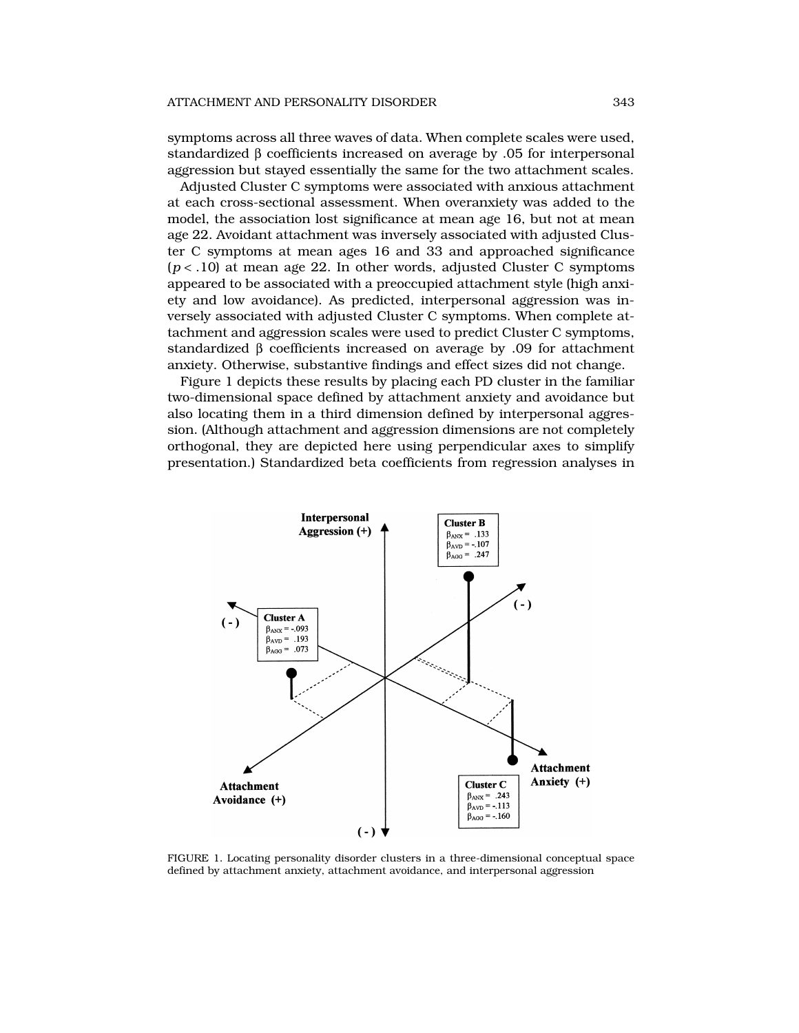symptoms across all three waves of data. When complete scales were used, standardized β coefficients increased on average by .05 for interpersonal aggression but stayed essentially the same for the two attachment scales.

Adjusted Cluster C symptoms were associated with anxious attachment at each cross-sectional assessment. When overanxiety was added to the model, the association lost significance at mean age 16, but not at mean age 22. Avoidant attachment was inversely associated with adjusted Cluster C symptoms at mean ages 16 and 33 and approached significance ($p < .10$) at mean age 22. In other words, adjusted Cluster C symptoms appeared to be associated with a preoccupied attachment style (high anxiety and low avoidance). As predicted, interpersonal aggression was inversely associated with adjusted Cluster C symptoms. When complete attachment and aggression scales were used to predict Cluster C symptoms, standardized β coefficients increased on average by .09 for attachment anxiety. Otherwise, substantive findings and effect sizes did not change.

Figure 1 depicts these results by placing each PD cluster in the familiar two-dimensional space defined by attachment anxiety and avoidance but also locating them in a third dimension defined by interpersonal aggression. (Although attachment and aggression dimensions are not completely orthogonal, they are depicted here using perpendicular axes to simplify presentation.) Standardized beta coefficients from regression analyses in

Interpersonal Aggression (+)

Cluster B
$\beta_{ANX}$ = .133
$\beta_{AVD}$ = -.107
$\beta_{AGG}$ = .247

Cluster A
$\beta_{ANX}$ = -.093
$\beta_{AVD}$ = .193
$\beta_{AGG}$ = .073

Cluster C
$\beta_{ANX}$ = .243
$\beta_{AVD}$ = -.113
$\beta_{AGG}$ = -.160

Attachment Avoidance (+)

Attachment Anxiety (+)

FIGURE 1. Locating personality disorder clusters in a three-dimensional conceptual space defined by attachment anxiety, attachment avoidance, and interpersonal aggression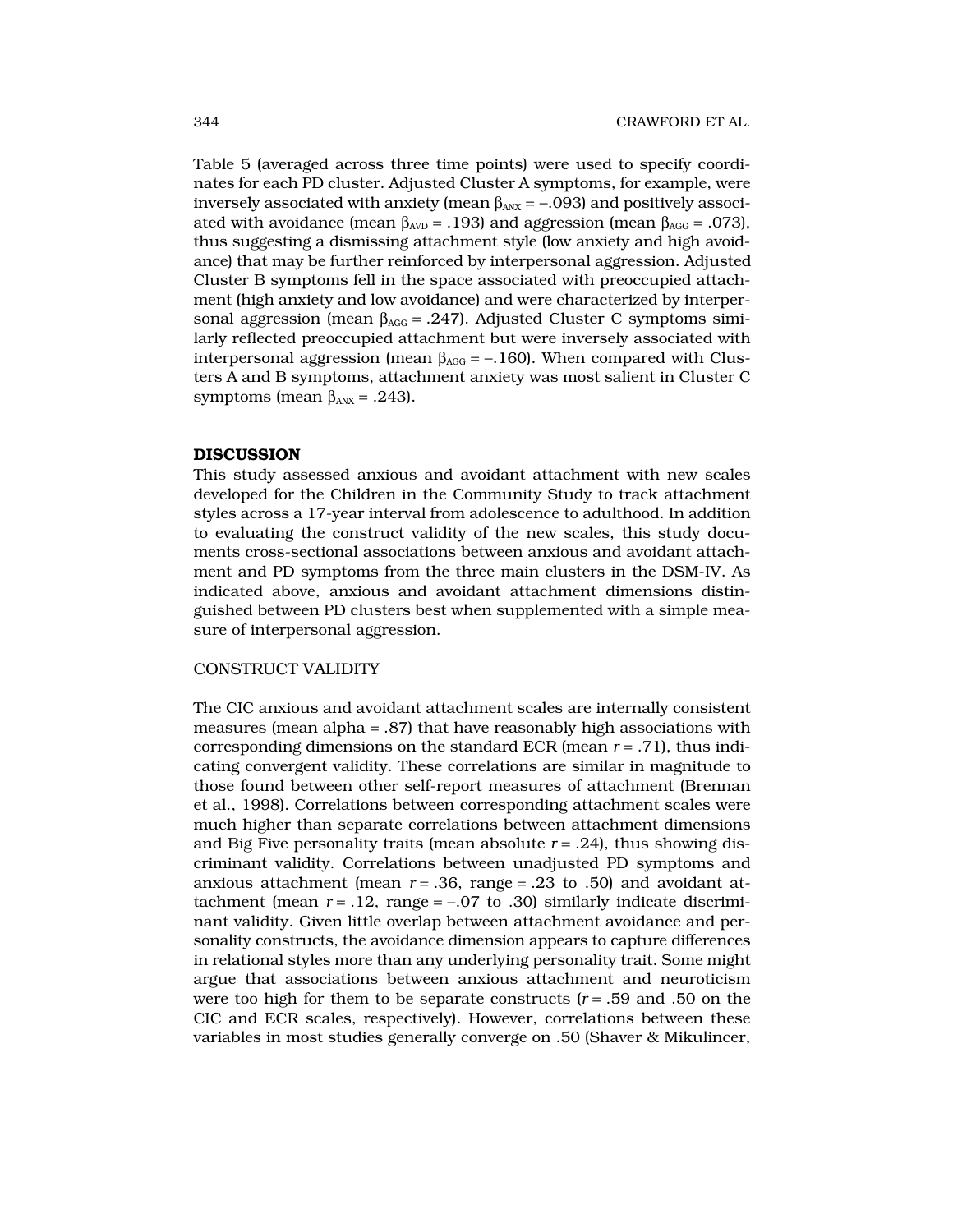Table 5 (averaged across three time points) were used to specify coordinates for each PD cluster. Adjusted Cluster A symptoms, for example, were inversely associated with anxiety (mean $\beta_{ANX} = -.093$) and positively associated with avoidance (mean $\beta_{AVD} = .193$) and aggression (mean $\beta_{AGG} = .073$), thus suggesting a dismissing attachment style (low anxiety and high avoidance) that may be further reinforced by interpersonal aggression. Adjusted Cluster B symptoms fell in the space associated with preoccupied attachment (high anxiety and low avoidance) and were characterized by interpersonal aggression (mean $\beta_{AGG} = .247$). Adjusted Cluster C symptoms similarly reflected preoccupied attachment but were inversely associated with interpersonal aggression (mean $\beta_{AGG} = -.160$). When compared with Clusters A and B symptoms, attachment anxiety was most salient in Cluster C symptoms (mean $\beta_{ANX} = .243$).

## DISCUSSION

This study assessed anxious and avoidant attachment with new scales developed for the Children in the Community Study to track attachment styles across a 17-year interval from adolescence to adulthood. In addition to evaluating the construct validity of the new scales, this study documents cross-sectional associations between anxious and avoidant attachment and PD symptoms from the three main clusters in the DSM-IV. As indicated above, anxious and avoidant attachment dimensions distinguished between PD clusters best when supplemented with a simple measure of interpersonal aggression.

### CONSTRUCT VALIDITY

The CIC anxious and avoidant attachment scales are internally consistent measures (mean alpha = .87) that have reasonably high associations with corresponding dimensions on the standard ECR (mean $r = .71$), thus indicating convergent validity. These correlations are similar in magnitude to those found between other self-report measures of attachment (Brennan et al., 1998). Correlations between corresponding attachment scales were much higher than separate correlations between attachment dimensions and Big Five personality traits (mean absolute $r = .24$), thus showing discriminant validity. Correlations between unadjusted PD symptoms and anxious attachment (mean $r = .36$, range = .23 to .50) and avoidant attachment (mean $r = .12$, range = −.07 to .30) similarly indicate discriminant validity. Given little overlap between attachment avoidance and personality constructs, the avoidance dimension appears to capture differences in relational styles more than any underlying personality trait. Some might argue that associations between anxious attachment and neuroticism were too high for them to be separate constructs ($r = .59$ and .50 on the CIC and ECR scales, respectively). However, correlations between these variables in most studies generally converge on .50 (Shaver & Mikulincer,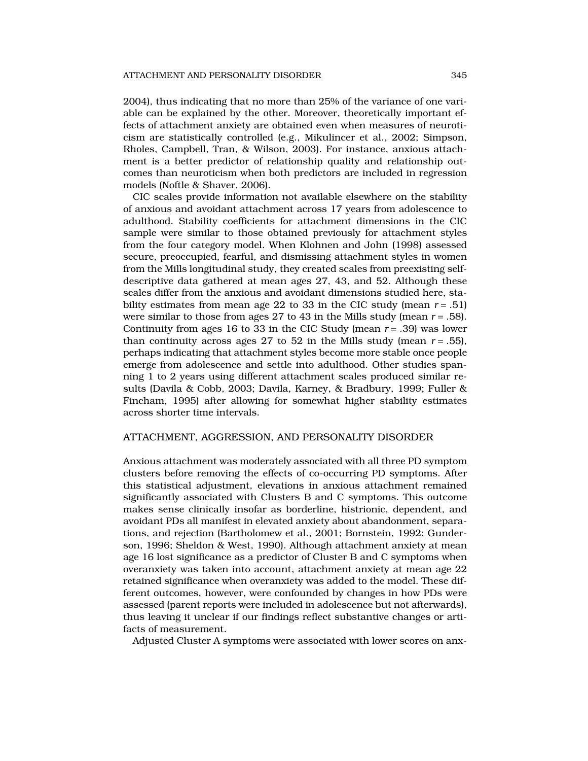2004), thus indicating that no more than 25% of the variance of one variable can be explained by the other. Moreover, theoretically important effects of attachment anxiety are obtained even when measures of neuroticism are statistically controlled (e.g., Mikulincer et al., 2002; Simpson, Rholes, Campbell, Tran, & Wilson, 2003). For instance, anxious attachment is a better predictor of relationship quality and relationship outcomes than neuroticism when both predictors are included in regression models (Noftle & Shaver, 2006).

CIC scales provide information not available elsewhere on the stability of anxious and avoidant attachment across 17 years from adolescence to adulthood. Stability coefficients for attachment dimensions in the CIC sample were similar to those obtained previously for attachment styles from the four category model. When Klohnen and John (1998) assessed secure, preoccupied, fearful, and dismissing attachment styles in women from the Mills longitudinal study, they created scales from preexisting self-descriptive data gathered at mean ages 27, 43, and 52. Although these scales differ from the anxious and avoidant dimensions studied here, stability estimates from mean age 22 to 33 in the CIC study (mean $r = .51$) were similar to those from ages 27 to 43 in the Mills study (mean $r = .58$). Continuity from ages 16 to 33 in the CIC Study (mean $r = .39$) was lower than continuity across ages 27 to 52 in the Mills study (mean $r = .55$), perhaps indicating that attachment styles become more stable once people emerge from adolescence and settle into adulthood. Other studies spanning 1 to 2 years using different attachment scales produced similar results (Davila & Cobb, 2003; Davila, Karney, & Bradbury, 1999; Fuller & Fincham, 1995) after allowing for somewhat higher stability estimates across shorter time intervals.

## ATTACHMENT, AGGRESSION, AND PERSONALITY DISORDER

Anxious attachment was moderately associated with all three PD symptom clusters before removing the effects of co-occurring PD symptoms. After this statistical adjustment, elevations in anxious attachment remained significantly associated with Clusters B and C symptoms. This outcome makes sense clinically insofar as borderline, histrionic, dependent, and avoidant PDs all manifest in elevated anxiety about abandonment, separations, and rejection (Bartholomew et al., 2001; Bornstein, 1992; Gunderson, 1996; Sheldon & West, 1990). Although attachment anxiety at mean age 16 lost significance as a predictor of Cluster B and C symptoms when overanxiety was taken into account, attachment anxiety at mean age 22 retained significance when overanxiety was added to the model. These different outcomes, however, were confounded by changes in how PDs were assessed (parent reports were included in adolescence but not afterwards), thus leaving it unclear if our findings reflect substantive changes or artifacts of measurement.

Adjusted Cluster A symptoms were associated with lower scores on anx-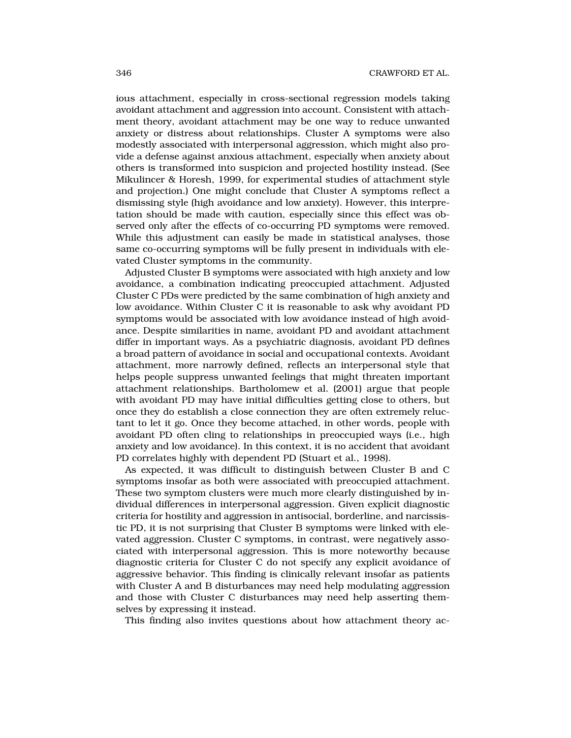ious attachment, especially in cross-sectional regression models taking avoidant attachment and aggression into account. Consistent with attachment theory, avoidant attachment may be one way to reduce unwanted anxiety or distress about relationships. Cluster A symptoms were also modestly associated with interpersonal aggression, which might also provide a defense against anxious attachment, especially when anxiety about others is transformed into suspicion and projected hostility instead. (See Mikulincer & Horesh, 1999, for experimental studies of attachment style and projection.) One might conclude that Cluster A symptoms reflect a dismissing style (high avoidance and low anxiety). However, this interpretation should be made with caution, especially since this effect was observed only after the effects of co-occurring PD symptoms were removed. While this adjustment can easily be made in statistical analyses, those same co-occurring symptoms will be fully present in individuals with elevated Cluster symptoms in the community.

Adjusted Cluster B symptoms were associated with high anxiety and low avoidance, a combination indicating preoccupied attachment. Adjusted Cluster C PDs were predicted by the same combination of high anxiety and low avoidance. Within Cluster C it is reasonable to ask why avoidant PD symptoms would be associated with low avoidance instead of high avoidance. Despite similarities in name, avoidant PD and avoidant attachment differ in important ways. As a psychiatric diagnosis, avoidant PD defines a broad pattern of avoidance in social and occupational contexts. Avoidant attachment, more narrowly defined, reflects an interpersonal style that helps people suppress unwanted feelings that might threaten important attachment relationships. Bartholomew et al. (2001) argue that people with avoidant PD may have initial difficulties getting close to others, but once they do establish a close connection they are often extremely reluctant to let it go. Once they become attached, in other words, people with avoidant PD often cling to relationships in preoccupied ways (i.e., high anxiety and low avoidance). In this context, it is no accident that avoidant PD correlates highly with dependent PD (Stuart et al., 1998).

As expected, it was difficult to distinguish between Cluster B and C symptoms insofar as both were associated with preoccupied attachment. These two symptom clusters were much more clearly distinguished by individual differences in interpersonal aggression. Given explicit diagnostic criteria for hostility and aggression in antisocial, borderline, and narcissistic PD, it is not surprising that Cluster B symptoms were linked with elevated aggression. Cluster C symptoms, in contrast, were negatively associated with interpersonal aggression. This is more noteworthy because diagnostic criteria for Cluster C do not specify any explicit avoidance of aggressive behavior. This finding is clinically relevant insofar as patients with Cluster A and B disturbances may need help modulating aggression and those with Cluster C disturbances may need help asserting themselves by expressing it instead.

This finding also invites questions about how attachment theory ac-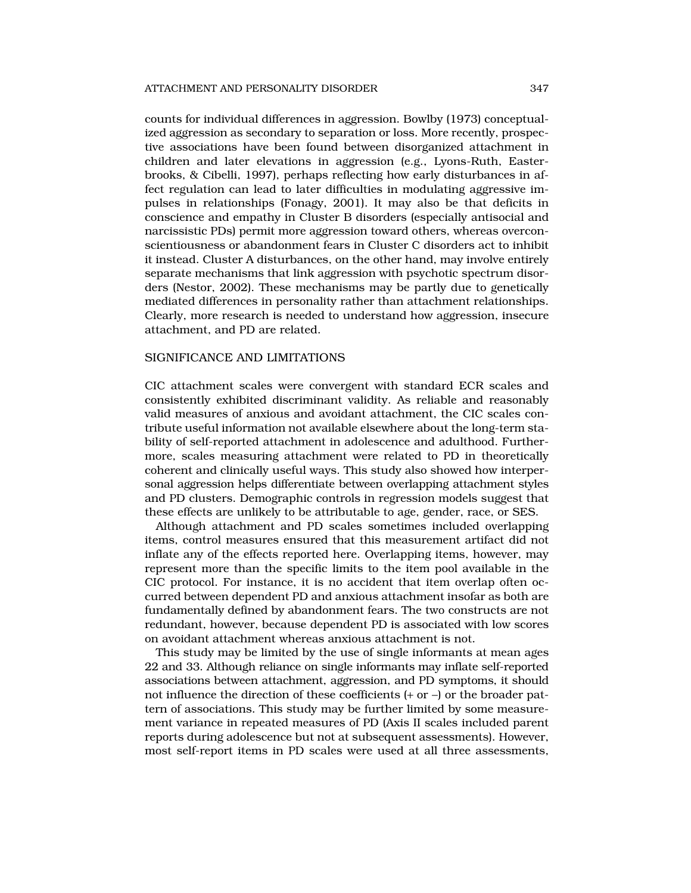counts for individual differences in aggression. Bowlby (1973) conceptualized aggression as secondary to separation or loss. More recently, prospective associations have been found between disorganized attachment in children and later elevations in aggression (e.g., Lyons-Ruth, Easterbrooks, & Cibelli, 1997), perhaps reflecting how early disturbances in affect regulation can lead to later difficulties in modulating aggressive impulses in relationships (Fonagy, 2001). It may also be that deficits in conscience and empathy in Cluster B disorders (especially antisocial and narcissistic PDs) permit more aggression toward others, whereas overconscientiousness or abandonment fears in Cluster C disorders act to inhibit it instead. Cluster A disturbances, on the other hand, may involve entirely separate mechanisms that link aggression with psychotic spectrum disorders (Nestor, 2002). These mechanisms may be partly due to genetically mediated differences in personality rather than attachment relationships. Clearly, more research is needed to understand how aggression, insecure attachment, and PD are related.

## SIGNIFICANCE AND LIMITATIONS

CIC attachment scales were convergent with standard ECR scales and consistently exhibited discriminant validity. As reliable and reasonably valid measures of anxious and avoidant attachment, the CIC scales contribute useful information not available elsewhere about the long-term stability of self-reported attachment in adolescence and adulthood. Furthermore, scales measuring attachment were related to PD in theoretically coherent and clinically useful ways. This study also showed how interpersonal aggression helps differentiate between overlapping attachment styles and PD clusters. Demographic controls in regression models suggest that these effects are unlikely to be attributable to age, gender, race, or SES.

Although attachment and PD scales sometimes included overlapping items, control measures ensured that this measurement artifact did not inflate any of the effects reported here. Overlapping items, however, may represent more than the specific limits to the item pool available in the CIC protocol. For instance, it is no accident that item overlap often occurred between dependent PD and anxious attachment insofar as both are fundamentally defined by abandonment fears. The two constructs are not redundant, however, because dependent PD is associated with low scores on avoidant attachment whereas anxious attachment is not.

This study may be limited by the use of single informants at mean ages 22 and 33. Although reliance on single informants may inflate self-reported associations between attachment, aggression, and PD symptoms, it should not influence the direction of these coefficients (+ or –) or the broader pattern of associations. This study may be further limited by some measurement variance in repeated measures of PD (Axis II scales included parent reports during adolescence but not at subsequent assessments). However, most self-report items in PD scales were used at all three assessments,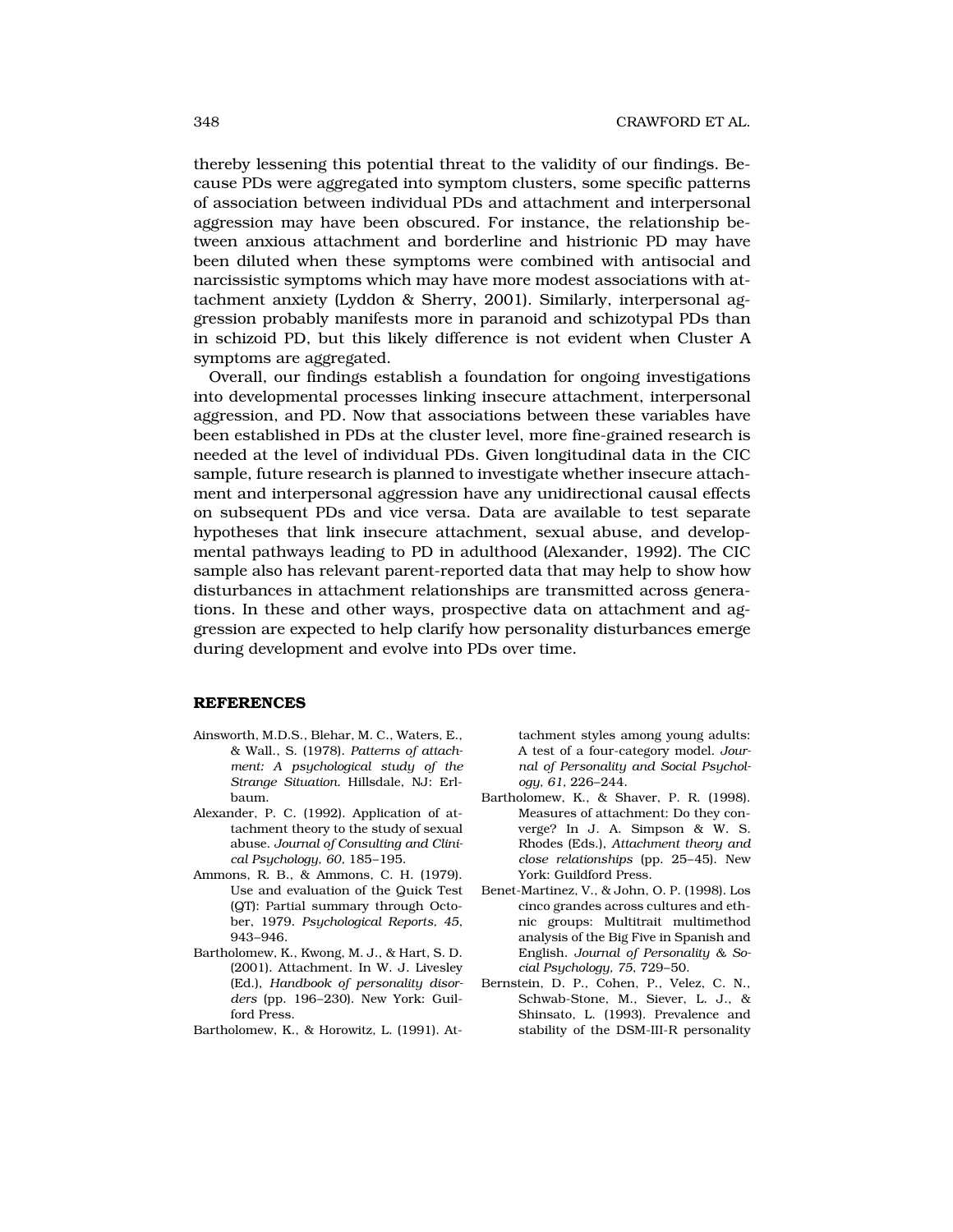thereby lessening this potential threat to the validity of our findings. Because PDs were aggregated into symptom clusters, some specific patterns of association between individual PDs and attachment and interpersonal aggression may have been obscured. For instance, the relationship between anxious attachment and borderline and histrionic PD may have been diluted when these symptoms were combined with antisocial and narcissistic symptoms which may have more modest associations with attachment anxiety (Lyddon & Sherry, 2001). Similarly, interpersonal aggression probably manifests more in paranoid and schizotypal PDs than in schizoid PD, but this likely difference is not evident when Cluster A symptoms are aggregated.

Overall, our findings establish a foundation for ongoing investigations into developmental processes linking insecure attachment, interpersonal aggression, and PD. Now that associations between these variables have been established in PDs at the cluster level, more fine-grained research is needed at the level of individual PDs. Given longitudinal data in the CIC sample, future research is planned to investigate whether insecure attachment and interpersonal aggression have any unidirectional causal effects on subsequent PDs and vice versa. Data are available to test separate hypotheses that link insecure attachment, sexual abuse, and developmental pathways leading to PD in adulthood (Alexander, 1992). The CIC sample also has relevant parent-reported data that may help to show how disturbances in attachment relationships are transmitted across generations. In these and other ways, prospective data on attachment and aggression are expected to help clarify how personality disturbances emerge during development and evolve into PDs over time.

## REFERENCES

Ainsworth, M.D.S., Blehar, M. C., Waters, E., & Wall., S. (1978). *Patterns of attachment: A psychological study of the Strange Situation.* Hillsdale, NJ: Erlbaum.

Alexander, P. C. (1992). Application of attachment theory to the study of sexual abuse. *Journal of Consulting and Clinical Psychology, 60*, 185–195.

Ammons, R. B., & Ammons, C. H. (1979). Use and evaluation of the Quick Test (QT): Partial summary through October, 1979. *Psychological Reports, 45*, 943–946.

Bartholomew, K., Kwong, M. J., & Hart, S. D. (2001). Attachment. In W. J. Livesley (Ed.), *Handbook of personality disorders* (pp. 196–230). New York: Guilford Press.

Bartholomew, K., & Horowitz, L. (1991). Attachment styles among young adults: A test of a four-category model. *Journal of Personality and Social Psychology, 61*, 226–244.

Bartholomew, K., & Shaver, P. R. (1998). Measures of attachment: Do they converge? In J. A. Simpson & W. S. Rhodes (Eds.), *Attachment theory and close relationships* (pp. 25–45). New York: Guildford Press.

Benet-Martinez, V., & John, O. P. (1998). Los cinco grandes across cultures and ethnic groups: Multitrait multimethod analysis of the Big Five in Spanish and English. *Journal of Personality & Social Psychology, 75*, 729–50.

Bernstein, D. P., Cohen, P., Velez, C. N., Schwab-Stone, M., Siever, L. J., & Shinsato, L. (1993). Prevalence and stability of the DSM-III-R personality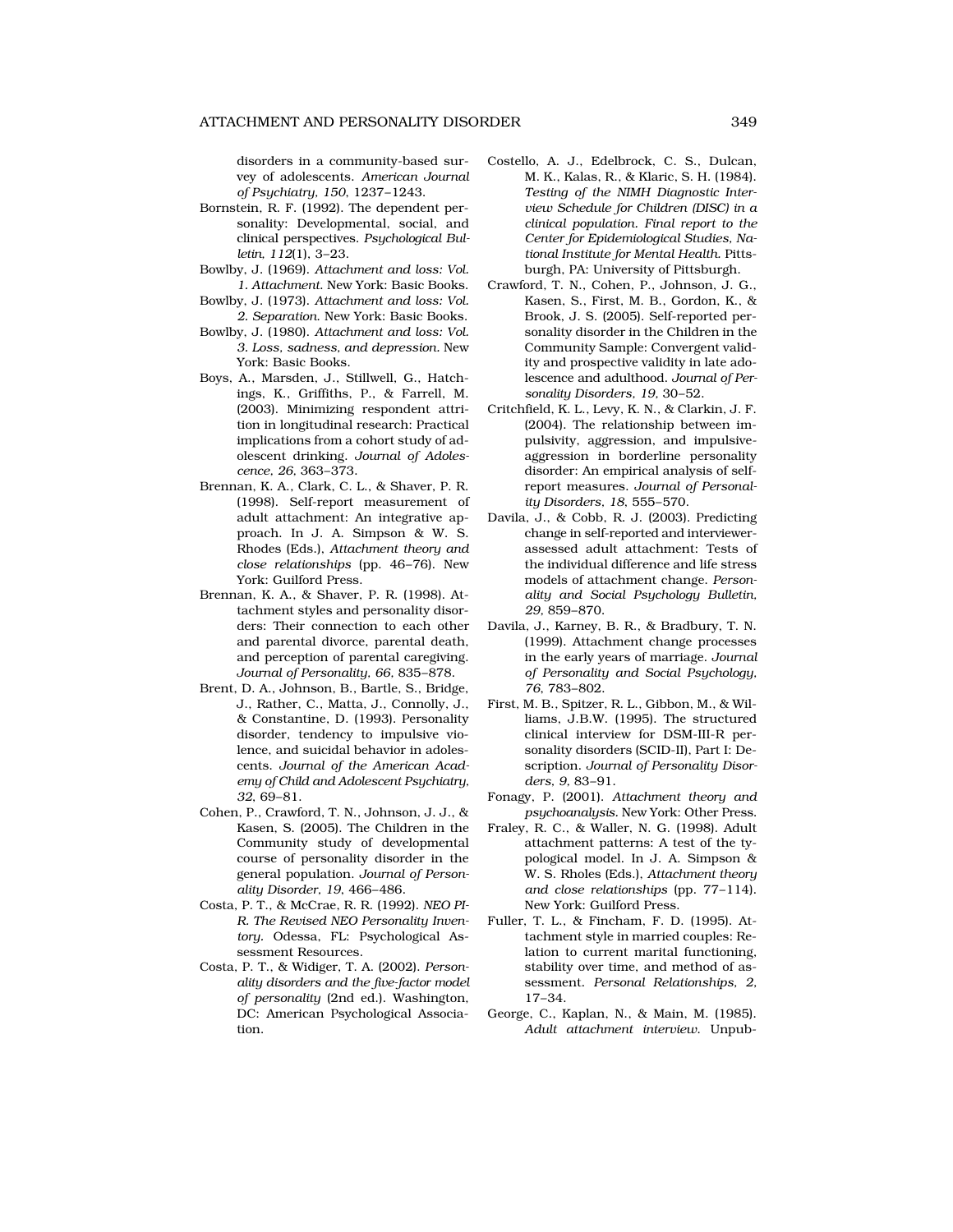disorders in a community-based survey of adolescents. *American Journal of Psychiatry, 150*, 1237–1243.

Bornstein, R. F. (1992). The dependent personality: Developmental, social, and clinical perspectives. *Psychological Bulletin, 112*(1), 3–23.

Bowlby, J. (1969). *Attachment and loss: Vol. 1. Attachment.* New York: Basic Books.

Bowlby, J. (1973). *Attachment and loss: Vol. 2. Separation.* New York: Basic Books.

Bowlby, J. (1980). *Attachment and loss: Vol. 3. Loss, sadness, and depression.* New York: Basic Books.

Boys, A., Marsden, J., Stillwell, G., Hatchings, K., Griffiths, P., & Farrell, M. (2003). Minimizing respondent attrition in longitudinal research: Practical implications from a cohort study of adolescent drinking. *Journal of Adolescence, 26*, 363–373.

Brennan, K. A., Clark, C. L., & Shaver, P. R. (1998). Self-report measurement of adult attachment: An integrative approach. In J. A. Simpson & W. S. Rhodes (Eds.), *Attachment theory and close relationships* (pp. 46–76). New York: Guilford Press.

Brennan, K. A., & Shaver, P. R. (1998). Attachment styles and personality disorders: Their connection to each other and parental divorce, parental death, and perception of parental caregiving. *Journal of Personality, 66*, 835–878.

Brent, D. A., Johnson, B., Bartle, S., Bridge, J., Rather, C., Matta, J., Connolly, J., & Constantine, D. (1993). Personality disorder, tendency to impulsive violence, and suicidal behavior in adolescents. *Journal of the American Academy of Child and Adolescent Psychiatry, 32*, 69–81.

Cohen, P., Crawford, T. N., Johnson, J. J., & Kasen, S. (2005). The Children in the Community study of developmental course of personality disorder in the general population. *Journal of Personality Disorder, 19*, 466–486.

Costa, P. T., & McCrae, R. R. (1992). *NEO PI-R. The Revised NEO Personality Inventory.* Odessa, FL: Psychological Assessment Resources.

Costa, P. T., & Widiger, T. A. (2002). *Personality disorders and the five-factor model of personality* (2nd ed.). Washington, DC: American Psychological Association.

Costello, A. J., Edelbrock, C. S., Dulcan, M. K., Kalas, R., & Klaric, S. H. (1984). *Testing of the NIMH Diagnostic Interview Schedule for Children (DISC) in a clinical population. Final report to the Center for Epidemiological Studies, National Institute for Mental Health.* Pittsburgh, PA: University of Pittsburgh.

Crawford, T. N., Cohen, P., Johnson, J. G., Kasen, S., First, M. B., Gordon, K., & Brook, J. S. (2005). Self-reported personality disorder in the Children in the Community Sample: Convergent validity and prospective validity in late adolescence and adulthood. *Journal of Personality Disorders, 19*, 30–52.

Critchfield, K. L., Levy, K. N., & Clarkin, J. F. (2004). The relationship between impulsivity, aggression, and impulsive-aggression in borderline personality disorder: An empirical analysis of self-report measures. *Journal of Personality Disorders, 18*, 555–570.

Davila, J., & Cobb, R. J. (2003). Predicting change in self-reported and interviewer-assessed adult attachment: Tests of the individual difference and life stress models of attachment change. *Personality and Social Psychology Bulletin, 29*, 859–870.

Davila, J., Karney, B. R., & Bradbury, T. N. (1999). Attachment change processes in the early years of marriage. *Journal of Personality and Social Psychology, 76*, 783–802.

First, M. B., Spitzer, R. L., Gibbon, M., & Williams, J.B.W. (1995). The structured clinical interview for DSM-III-R personality disorders (SCID-II), Part I: Description. *Journal of Personality Disorders, 9*, 83–91.

Fonagy, P. (2001). *Attachment theory and psychoanalysis.* New York: Other Press.

Fraley, R. C., & Waller, N. G. (1998). Adult attachment patterns: A test of the typological model. In J. A. Simpson & W. S. Rholes (Eds.), *Attachment theory and close relationships* (pp. 77–114). New York: Guilford Press.

Fuller, T. L., & Fincham, F. D. (1995). Attachment style in married couples: Relation to current marital functioning, stability over time, and method of assessment. *Personal Relationships, 2*, 17–34.

George, C., Kaplan, N., & Main, M. (1985). *Adult attachment interview.* Unpub-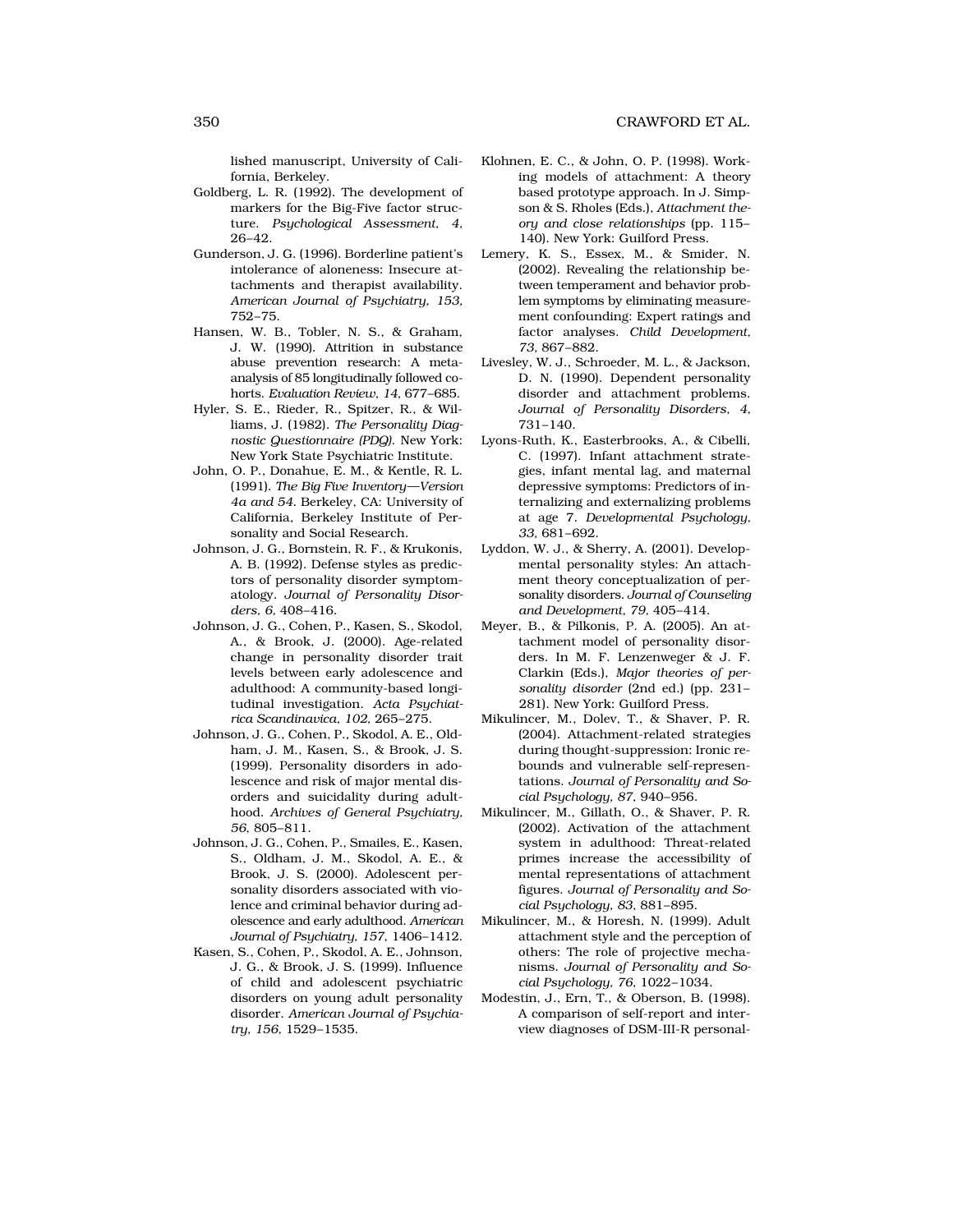lished manuscript, University of California, Berkeley.

Goldberg, L. R. (1992). The development of markers for the Big-Five factor structure. *Psychological Assessment, 4*, 26–42.

Gunderson, J. G. (1996). Borderline patient's intolerance of aloneness: Insecure attachments and therapist availability. *American Journal of Psychiatry, 153*, 752–75.

Hansen, W. B., Tobler, N. S., & Graham, J. W. (1990). Attrition in substance abuse prevention research: A meta-analysis of 85 longitudinally followed cohorts. *Evaluation Review, 14*, 677–685.

Hyler, S. E., Rieder, R., Spitzer, R., & Williams, J. (1982). *The Personality Diagnostic Questionnaire (PDQ)*. New York: New York State Psychiatric Institute.

John, O. P., Donahue, E. M., & Kentle, R. L. (1991). *The Big Five Inventory—Version 4a and 54*. Berkeley, CA: University of California, Berkeley Institute of Personality and Social Research.

Johnson, J. G., Bornstein, R. F., & Krukonis, A. B. (1992). Defense styles as predictors of personality disorder symptomatology. *Journal of Personality Disorders, 6*, 408–416.

Johnson, J. G., Cohen, P., Kasen, S., Skodol, A., & Brook, J. (2000). Age-related change in personality disorder trait levels between early adolescence and adulthood: A community-based longitudinal investigation. *Acta Psychiatrica Scandinavica, 102*, 265–275.

Johnson, J. G., Cohen, P., Skodol, A. E., Oldham, J. M., Kasen, S., & Brook, J. S. (1999). Personality disorders in adolescence and risk of major mental disorders and suicidality during adulthood. *Archives of General Psychiatry, 56*, 805–811.

Johnson, J. G., Cohen, P., Smailes, E., Kasen, S., Oldham, J. M., Skodol, A. E., & Brook, J. S. (2000). Adolescent personality disorders associated with violence and criminal behavior during adolescence and early adulthood. *American Journal of Psychiatry, 157*, 1406–1412.

Kasen, S., Cohen, P., Skodol, A. E., Johnson, J. G., & Brook, J. S. (1999). Influence of child and adolescent psychiatric disorders on young adult personality disorder. *American Journal of Psychiatry, 156*, 1529–1535.

Klohnen, E. C., & John, O. P. (1998). Working models of attachment: A theory based prototype approach. In J. Simpson & S. Rholes (Eds.), *Attachment theory and close relationships* (pp. 115–140). New York: Guilford Press.

Lemery, K. S., Essex, M., & Smider, N. (2002). Revealing the relationship between temperament and behavior problem symptoms by eliminating measurement confounding: Expert ratings and factor analyses. *Child Development, 73*, 867–882.

Livesley, W. J., Schroeder, M. L., & Jackson, D. N. (1990). Dependent personality disorder and attachment problems. *Journal of Personality Disorders, 4*, 731–140.

Lyons-Ruth, K., Easterbrooks, A., & Cibelli, C. (1997). Infant attachment strategies, infant mental lag, and maternal depressive symptoms: Predictors of internalizing and externalizing problems at age 7. *Developmental Psychology, 33*, 681–692.

Lyddon, W. J., & Sherry, A. (2001). Developmental personality styles: An attachment theory conceptualization of personality disorders. *Journal of Counseling and Development, 79*, 405–414.

Meyer, B., & Pilkonis, P. A. (2005). An attachment model of personality disorders. In M. F. Lenzenweger & J. F. Clarkin (Eds.), *Major theories of personality disorder* (2nd ed.) (pp. 231–281). New York: Guilford Press.

Mikulincer, M., Dolev, T., & Shaver, P. R. (2004). Attachment-related strategies during thought-suppression: Ironic rebounds and vulnerable self-representations. *Journal of Personality and Social Psychology, 87*, 940–956.

Mikulincer, M., Gillath, O., & Shaver, P. R. (2002). Activation of the attachment system in adulthood: Threat-related primes increase the accessibility of mental representations of attachment figures. *Journal of Personality and Social Psychology, 83*, 881–895.

Mikulincer, M., & Horesh, N. (1999). Adult attachment style and the perception of others: The role of projective mechanisms. *Journal of Personality and Social Psychology, 76*, 1022–1034.

Modestin, J., Ern, T., & Oberson, B. (1998). A comparison of self-report and interview diagnoses of DSM-III-R personal-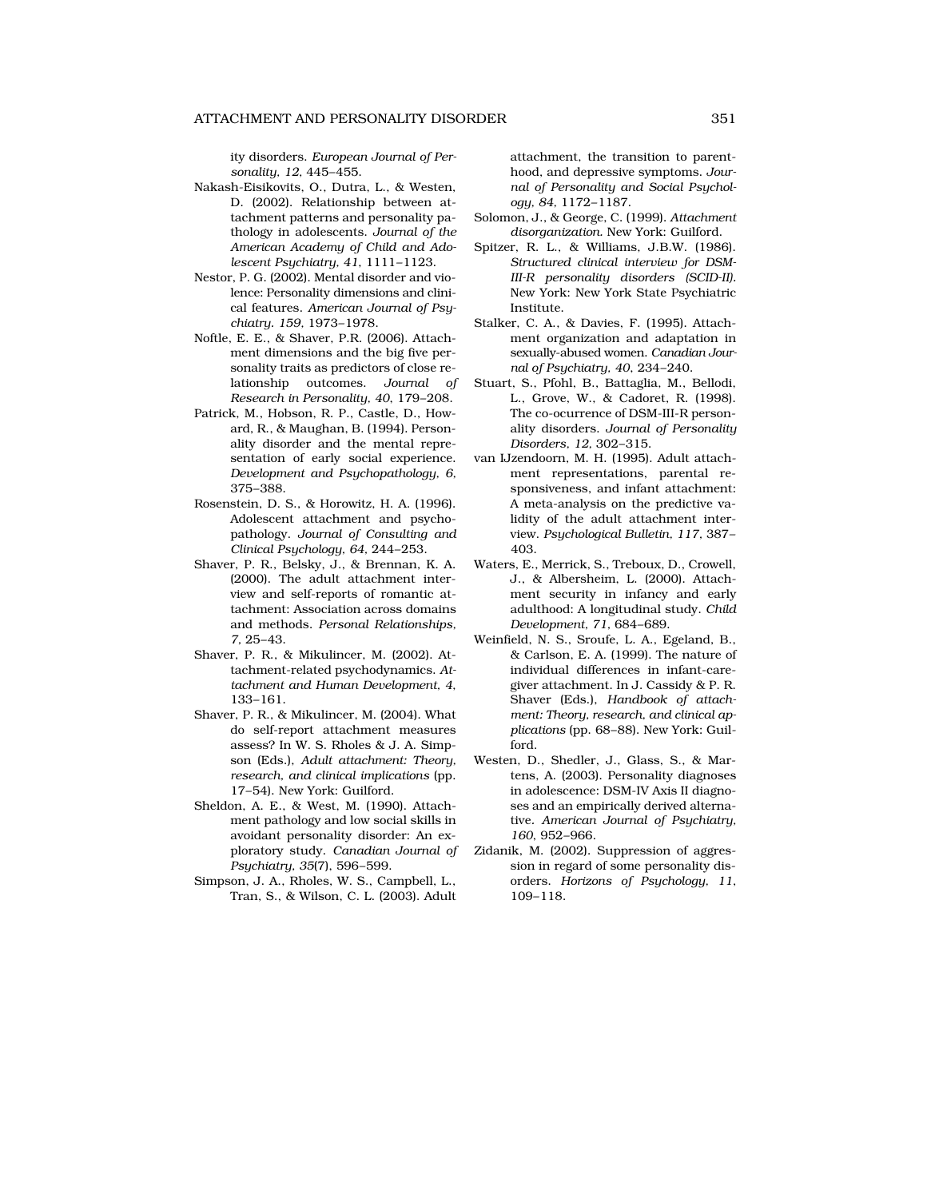ity disorders. *European Journal of Personality, 12*, 445–455.

Nakash-Eisikovits, O., Dutra, L., & Westen, D. (2002). Relationship between attachment patterns and personality pathology in adolescents. *Journal of the American Academy of Child and Adolescent Psychiatry, 41*, 1111–1123.

Nestor, P. G. (2002). Mental disorder and violence: Personality dimensions and clinical features. *American Journal of Psychiatry. 159*, 1973–1978.

Noftle, E. E., & Shaver, P.R. (2006). Attachment dimensions and the big five personality traits as predictors of close relationship outcomes. *Journal of Research in Personality, 40*, 179–208.

Patrick, M., Hobson, R. P., Castle, D., Howard, R., & Maughan, B. (1994). Personality disorder and the mental representation of early social experience. *Development and Psychopathology, 6*, 375–388.

Rosenstein, D. S., & Horowitz, H. A. (1996). Adolescent attachment and psychopathology. *Journal of Consulting and Clinical Psychology, 64*, 244–253.

Shaver, P. R., Belsky, J., & Brennan, K. A. (2000). The adult attachment interview and self-reports of romantic attachment: Association across domains and methods. *Personal Relationships, 7*, 25–43.

Shaver, P. R., & Mikulincer, M. (2002). Attachment-related psychodynamics. *Attachment and Human Development, 4*, 133–161.

Shaver, P. R., & Mikulincer, M. (2004). What do self-report attachment measures assess? In W. S. Rholes & J. A. Simpson (Eds.), *Adult attachment: Theory, research, and clinical implications* (pp. 17–54). New York: Guilford.

Sheldon, A. E., & West, M. (1990). Attachment pathology and low social skills in avoidant personality disorder: An exploratory study. *Canadian Journal of Psychiatry, 35*(7), 596–599.

Simpson, J. A., Rholes, W. S., Campbell, L., Tran, S., & Wilson, C. L. (2003). Adult attachment, the transition to parenthood, and depressive symptoms. *Journal of Personality and Social Psychology, 84*, 1172–1187.

Solomon, J., & George, C. (1999). *Attachment disorganization.* New York: Guilford.

Spitzer, R. L., & Williams, J.B.W. (1986). *Structured clinical interview for DSM-III-R personality disorders (SCID-II).* New York: New York State Psychiatric Institute.

Stalker, C. A., & Davies, F. (1995). Attachment organization and adaptation in sexually-abused women. *Canadian Journal of Psychiatry, 40*, 234–240.

Stuart, S., Pfohl, B., Battaglia, M., Bellodi, L., Grove, W., & Cadoret, R. (1998). The co-ocurrence of DSM-III-R personality disorders. *Journal of Personality Disorders, 12*, 302–315.

van IJzendoorn, M. H. (1995). Adult attachment representations, parental responsiveness, and infant attachment: A meta-analysis on the predictive validity of the adult attachment interview. *Psychological Bulletin, 117*, 387–403.

Waters, E., Merrick, S., Treboux, D., Crowell, J., & Albersheim, L. (2000). Attachment security in infancy and early adulthood: A longitudinal study. *Child Development, 71*, 684–689.

Weinfield, N. S., Sroufe, L. A., Egeland, B., & Carlson, E. A. (1999). The nature of individual differences in infant-caregiver attachment. In J. Cassidy & P. R. Shaver (Eds.), *Handbook of attachment: Theory, research, and clinical applications* (pp. 68–88). New York: Guilford.

Westen, D., Shedler, J., Glass, S., & Martens, A. (2003). Personality diagnoses in adolescence: DSM-IV Axis II diagnoses and an empirically derived alternative. *American Journal of Psychiatry, 160*, 952–966.

Zidanik, M. (2002). Suppression of aggression in regard of some personality disorders. *Horizons of Psychology, 11*, 109–118.